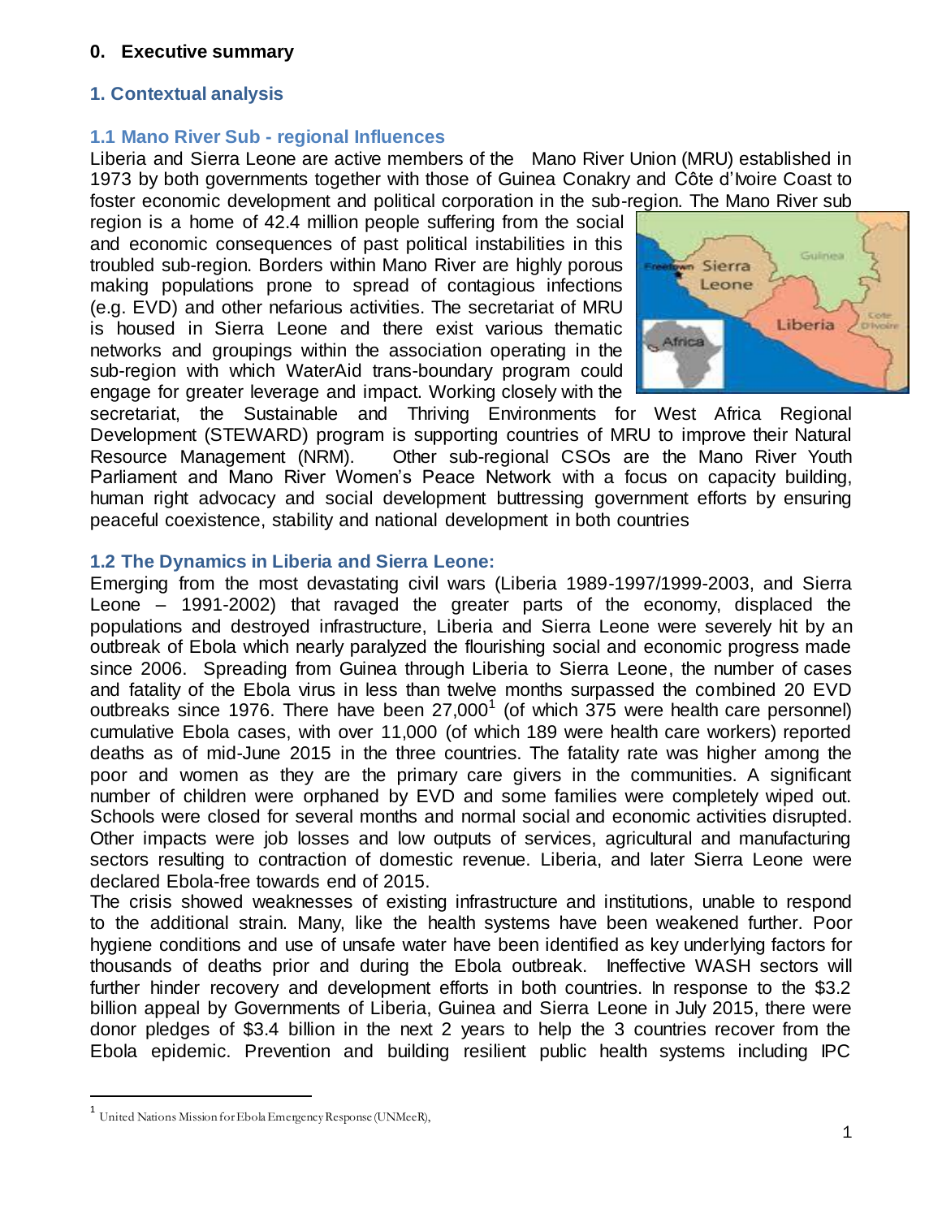## 0. Executive summary

## 1. Contextual analysis

### 1.1 Mano River Sub - regional Influences

Liberia and Sierra Leone are active members of the Mano River Union (MRU) established in 1973 by both governments together with those of Guinea Conakry and Côte d'Ivoire Coast to foster economic development and political corporation in the sub-region. The Mano River sub region is a home of 42.4 million people suffering from the social and economic consequences of past political instabilities in this troubled sub-region. Borders within Mano River are highly porous making populations prone to spread of contagious infections (e.g. EVD) and other nefarious activities. The secretariat of MRU is housed in Sierra Leone and there exist various thematic networks and groupings within the association operating in the sub-region with which WaterAid trans-boundary program could engage for greater leverage and impact. Working closely with the secretariat, the Sustainable and Thriving Environments for West Africa Regional Development (STEWARD) program is supporting countries of MRU to improve their Natural Resource Management (NRM). Other sub-regional CSOs are the Mano River Youth Parliament and Mano River Women's Peace Network with a focus on capacity building, human right advocacy and social development buttressing government efforts by ensuring peaceful coexistence, stability and national development in both countries

### 1.2 The Dynamics in Liberia and Sierra Leone:

Emerging from the most devastating civil wars (Liberia 1989-1997/1999-2003, and Sierra Leone – 1991-2002) that ravaged the greater parts of the economy, displaced the populations and destroyed infrastructure, Liberia and Sierra Leone were severely hit by an outbreak of Ebola which nearly paralyzed the flourishing social and economic progress made since 2006. Spreading from Guinea through Liberia to Sierra Leone, the number of cases and fatality of the Ebola virus in less than twelve months surpassed the combined 20 EVD outbreaks since 1976. There have been 27,000[1] (of which 375 were health care personnel) cumulative Ebola cases, with over 11,000 (of which 189 were health care workers) reported deaths as of mid-June 2015 in the three countries. The fatality rate was higher among the poor and women as they are the primary care givers in the communities. A significant number of children were orphaned by EVD and some families were completely wiped out. Schools were closed for several months and normal social and economic activities disrupted. Other impacts were job losses and low outputs of services, agricultural and manufacturing sectors resulting to contraction of domestic revenue. Liberia, and later Sierra Leone were declared Ebola-free towards end of 2015.

The crisis showed weaknesses of existing infrastructure and institutions, unable to respond to the additional strain. Many, like the health systems have been weakened further. Poor hygiene conditions and use of unsafe water have been identified as key underlying factors for thousands of deaths prior and during the Ebola outbreak. Ineffective WASH sectors will further hinder recovery and development efforts in both countries. In response to the $3.2 billion appeal by Governments of Liberia, Guinea and Sierra Leone in July 2015, there were donor pledges of $3.4 billion in the next 2 years to help the 3 countries recover from the Ebola epidemic. Prevention and building resilient public health systems including IPC

[1] United Nations Mission for Ebola Emergency Response (UNMeeR),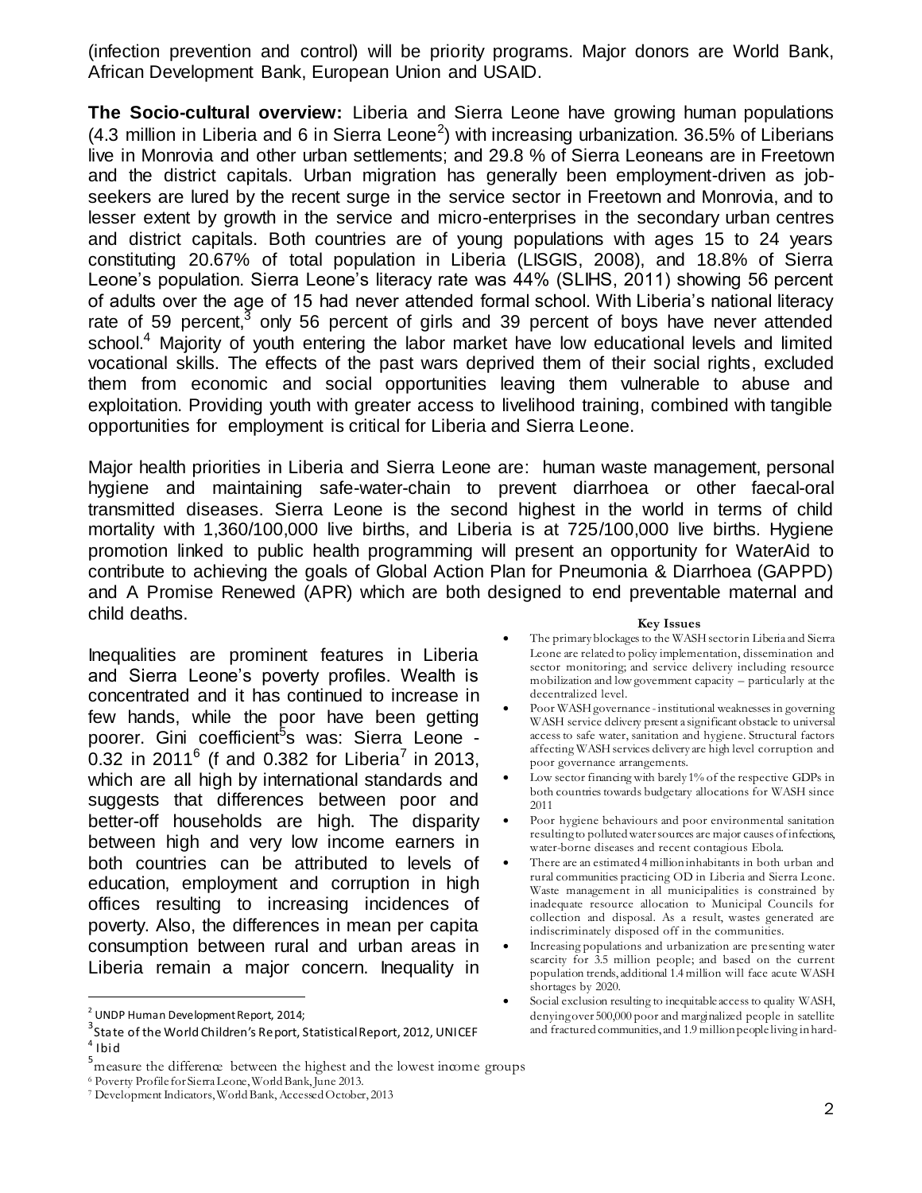(infection prevention and control) will be priority programs. Major donors are World Bank, African Development Bank, European Union and USAID.

**The Socio-cultural overview:** Liberia and Sierra Leone have growing human populations (4.3 million in Liberia and 6 in Sierra Leone[2]) with increasing urbanization. 36.5% of Liberians live in Monrovia and other urban settlements; and 29.8 % of Sierra Leoneans are in Freetown and the district capitals. Urban migration has generally been employment-driven as job-seekers are lured by the recent surge in the service sector in Freetown and Monrovia, and to lesser extent by growth in the service and micro-enterprises in the secondary urban centres and district capitals. Both countries are of young populations with ages 15 to 24 years constituting 20.67% of total population in Liberia (LISGIS, 2008), and 18.8% of Sierra Leone's population. Sierra Leone's literacy rate was 44% (SLIHS, 2011) showing 56 percent of adults over the age of 15 had never attended formal school. With Liberia's national literacy rate of 59 percent,[3] only 56 percent of girls and 39 percent of boys have never attended school.[4] Majority of youth entering the labor market have low educational levels and limited vocational skills. The effects of the past wars deprived them of their social rights, excluded them from economic and social opportunities leaving them vulnerable to abuse and exploitation. Providing youth with greater access to livelihood training, combined with tangible opportunities for employment is critical for Liberia and Sierra Leone.

Major health priorities in Liberia and Sierra Leone are: human waste management, personal hygiene and maintaining safe-water-chain to prevent diarrhoea or other faecal-oral transmitted diseases. Sierra Leone is the second highest in the world in terms of child mortality with 1,360/100,000 live births, and Liberia is at 725/100,000 live births. Hygiene promotion linked to public health programming will present an opportunity for WaterAid to contribute to achieving the goals of Global Action Plan for Pneumonia & Diarrhoea (GAPPD) and A Promise Renewed (APR) which are both designed to end preventable maternal and child deaths.

Inequalities are prominent features in Liberia and Sierra Leone's poverty profiles. Wealth is concentrated and it has continued to increase in few hands, while the poor have been getting poorer. Gini coefficient[5]s was: Sierra Leone - 0.32 in 2011[6] (f and 0.382 for Liberia[7] in 2013, which are all high by international standards and suggests that differences between poor and better-off households are high. The disparity between high and very low income earners in both countries can be attributed to levels of education, employment and corruption in high offices resulting to increasing incidences of poverty. Also, the differences in mean per capita consumption between rural and urban areas in Liberia remain a major concern. Inequality in

**Key Issues**

- The primary blockages to the WASH sector in Liberia and Sierra Leone are related to policy implementation, dissemination and sector monitoring; and service delivery including resource mobilization and low government capacity – particularly at the decentralized level.
- Poor WASH governance - institutional weaknesses in governing WASH service delivery present a significant obstacle to universal access to safe water, sanitation and hygiene. Structural factors affecting WASH services delivery are high level corruption and poor governance arrangements.
- Low sector financing with barely 1% of the respective GDPs in both countries towards budgetary allocations for WASH since 2011
- Poor hygiene behaviours and poor environmental sanitation resulting to polluted water sources are major causes of infections, water-borne diseases and recent contagious Ebola.
- There are an estimated 4 million inhabitants in both urban and rural communities practicing OD in Liberia and Sierra Leone. Waste management in all municipalities is constrained by inadequate resource allocation to Municipal Councils for collection and disposal. As a result, wastes generated are indiscriminately disposed off in the communities.
- Increasing populations and urbanization are presenting water scarcity for 3.5 million people; and based on the current population trends, additional 1.4 million will face acute WASH shortages by 2020.
- Social exclusion resulting to inequitable access to quality WASH, denying over 500,000 poor and marginalized people in satellite and fractured communities, and 1.9 million people living in hard-

[2] UNDP Human Development Report, 2014;

[3] State of the World Children's Report, Statistical Report, 2012, UNICEF

[4] Ibid

[5] measure the difference between the highest and the lowest income groups

[6] Poverty Profile for Sierra Leone, World Bank, June 2013.

[7] Development Indicators, World Bank, Accessed October, 2013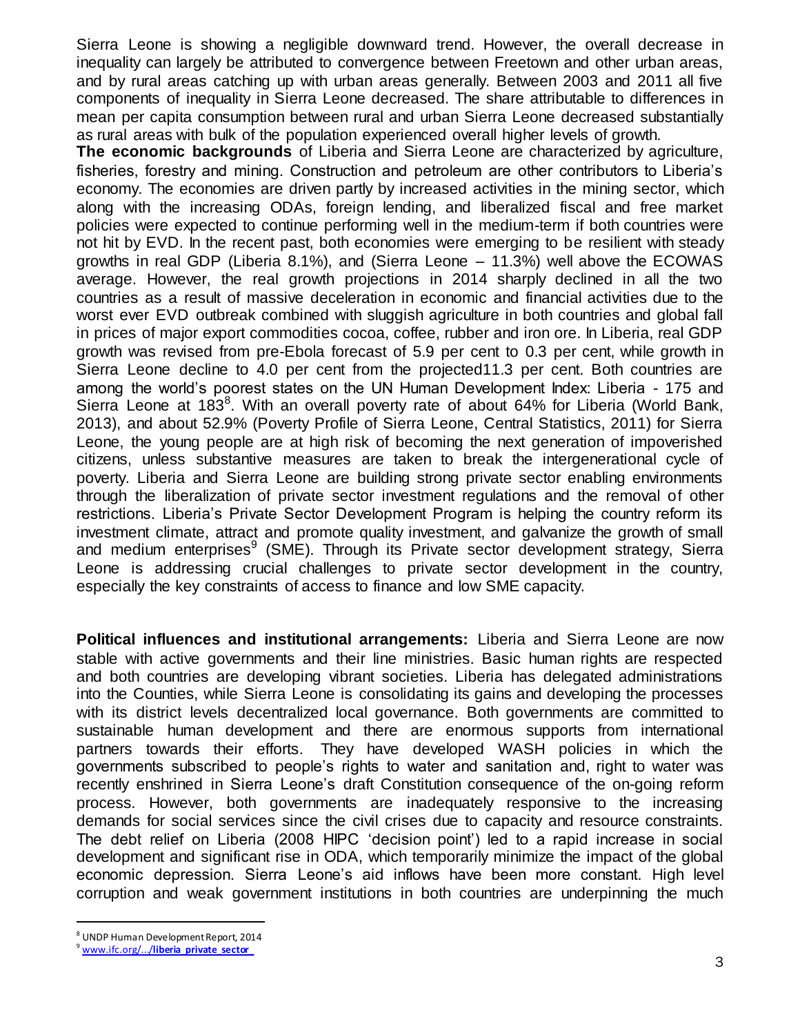Sierra Leone is showing a negligible downward trend. However, the overall decrease in inequality can largely be attributed to convergence between Freetown and other urban areas, and by rural areas catching up with urban areas generally. Between 2003 and 2011 all five components of inequality in Sierra Leone decreased. The share attributable to differences in mean per capita consumption between rural and urban Sierra Leone decreased substantially as rural areas with bulk of the population experienced overall higher levels of growth.

**The economic backgrounds** of Liberia and Sierra Leone are characterized by agriculture, fisheries, forestry and mining. Construction and petroleum are other contributors to Liberia's economy. The economies are driven partly by increased activities in the mining sector, which along with the increasing ODAs, foreign lending, and liberalized fiscal and free market policies were expected to continue performing well in the medium-term if both countries were not hit by EVD. In the recent past, both economies were emerging to be resilient with steady growths in real GDP (Liberia 8.1%), and (Sierra Leone – 11.3%) well above the ECOWAS average. However, the real growth projections in 2014 sharply declined in all the two countries as a result of massive deceleration in economic and financial activities due to the worst ever EVD outbreak combined with sluggish agriculture in both countries and global fall in prices of major export commodities cocoa, coffee, rubber and iron ore. In Liberia, real GDP growth was revised from pre-Ebola forecast of 5.9 per cent to 0.3 per cent, while growth in Sierra Leone decline to 4.0 per cent from the projected11.3 per cent. Both countries are among the world's poorest states on the UN Human Development Index: Liberia - 175 and Sierra Leone at 183[8]. With an overall poverty rate of about 64% for Liberia (World Bank, 2013), and about 52.9% (Poverty Profile of Sierra Leone, Central Statistics, 2011) for Sierra Leone, the young people are at high risk of becoming the next generation of impoverished citizens, unless substantive measures are taken to break the intergenerational cycle of poverty. Liberia and Sierra Leone are building strong private sector enabling environments through the liberalization of private sector investment regulations and the removal of other restrictions. Liberia's Private Sector Development Program is helping the country reform its investment climate, attract and promote quality investment, and galvanize the growth of small and medium enterprises[9] (SME). Through its Private sector development strategy, Sierra Leone is addressing crucial challenges to private sector development in the country, especially the key constraints of access to finance and low SME capacity.

**Political influences and institutional arrangements:** Liberia and Sierra Leone are now stable with active governments and their line ministries. Basic human rights are respected and both countries are developing vibrant societies. Liberia has delegated administrations into the Counties, while Sierra Leone is consolidating its gains and developing the processes with its district levels decentralized local governance. Both governments are committed to sustainable human development and there are enormous supports from international partners towards their efforts. They have developed WASH policies in which the governments subscribed to people's rights to water and sanitation and, right to water was recently enshrined in Sierra Leone's draft Constitution consequence of the on-going reform process. However, both governments are inadequately responsive to the increasing demands for social services since the civil crises due to capacity and resource constraints. The debt relief on Liberia (2008 HIPC 'decision point') led to a rapid increase in social development and significant rise in ODA, which temporarily minimize the impact of the global economic depression. Sierra Leone's aid inflows have been more constant. High level corruption and weak government institutions in both countries are underpinning the much

---

[8] UNDP Human Development Report, 2014

[9] www.ifc.org/.../**liberia_private_sector_**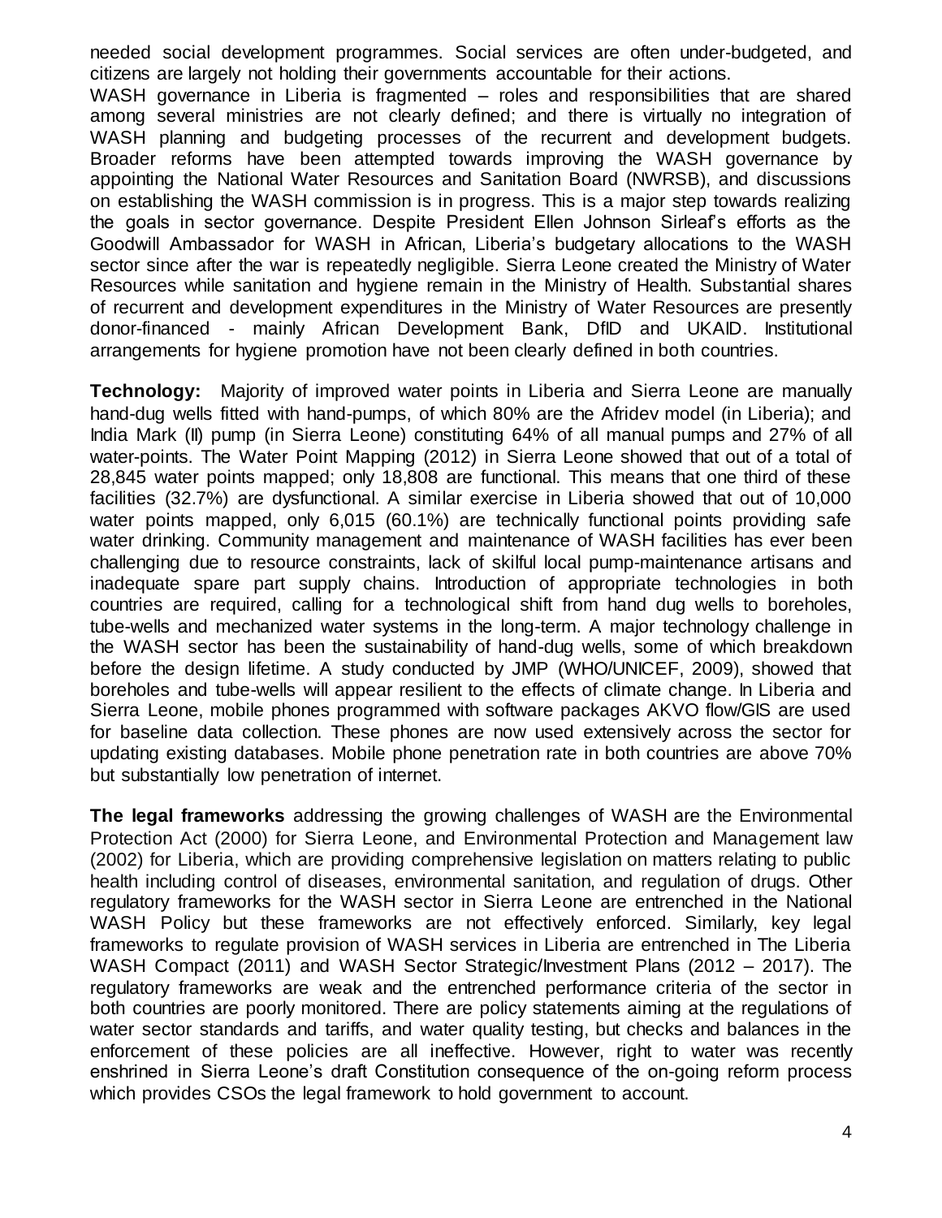needed social development programmes. Social services are often under-budgeted, and citizens are largely not holding their governments accountable for their actions.

WASH governance in Liberia is fragmented – roles and responsibilities that are shared among several ministries are not clearly defined; and there is virtually no integration of WASH planning and budgeting processes of the recurrent and development budgets. Broader reforms have been attempted towards improving the WASH governance by appointing the National Water Resources and Sanitation Board (NWRSB), and discussions on establishing the WASH commission is in progress. This is a major step towards realizing the goals in sector governance. Despite President Ellen Johnson Sirleaf's efforts as the Goodwill Ambassador for WASH in African, Liberia's budgetary allocations to the WASH sector since after the war is repeatedly negligible. Sierra Leone created the Ministry of Water Resources while sanitation and hygiene remain in the Ministry of Health. Substantial shares of recurrent and development expenditures in the Ministry of Water Resources are presently donor-financed - mainly African Development Bank, DfID and UKAID. Institutional arrangements for hygiene promotion have not been clearly defined in both countries.

**Technology:** Majority of improved water points in Liberia and Sierra Leone are manually hand-dug wells fitted with hand-pumps, of which 80% are the Afridev model (in Liberia); and India Mark (II) pump (in Sierra Leone) constituting 64% of all manual pumps and 27% of all water-points. The Water Point Mapping (2012) in Sierra Leone showed that out of a total of 28,845 water points mapped; only 18,808 are functional. This means that one third of these facilities (32.7%) are dysfunctional. A similar exercise in Liberia showed that out of 10,000 water points mapped, only 6,015 (60.1%) are technically functional points providing safe water drinking. Community management and maintenance of WASH facilities has ever been challenging due to resource constraints, lack of skilful local pump-maintenance artisans and inadequate spare part supply chains. Introduction of appropriate technologies in both countries are required, calling for a technological shift from hand dug wells to boreholes, tube-wells and mechanized water systems in the long-term. A major technology challenge in the WASH sector has been the sustainability of hand-dug wells, some of which breakdown before the design lifetime. A study conducted by JMP (WHO/UNICEF, 2009), showed that boreholes and tube-wells will appear resilient to the effects of climate change. In Liberia and Sierra Leone, mobile phones programmed with software packages AKVO flow/GIS are used for baseline data collection. These phones are now used extensively across the sector for updating existing databases. Mobile phone penetration rate in both countries are above 70% but substantially low penetration of internet.

**The legal frameworks** addressing the growing challenges of WASH are the Environmental Protection Act (2000) for Sierra Leone, and Environmental Protection and Management law (2002) for Liberia, which are providing comprehensive legislation on matters relating to public health including control of diseases, environmental sanitation, and regulation of drugs. Other regulatory frameworks for the WASH sector in Sierra Leone are entrenched in the National WASH Policy but these frameworks are not effectively enforced. Similarly, key legal frameworks to regulate provision of WASH services in Liberia are entrenched in The Liberia WASH Compact (2011) and WASH Sector Strategic/Investment Plans (2012 – 2017). The regulatory frameworks are weak and the entrenched performance criteria of the sector in both countries are poorly monitored. There are policy statements aiming at the regulations of water sector standards and tariffs, and water quality testing, but checks and balances in the enforcement of these policies are all ineffective. However, right to water was recently enshrined in Sierra Leone's draft Constitution consequence of the on-going reform process which provides CSOs the legal framework to hold government to account.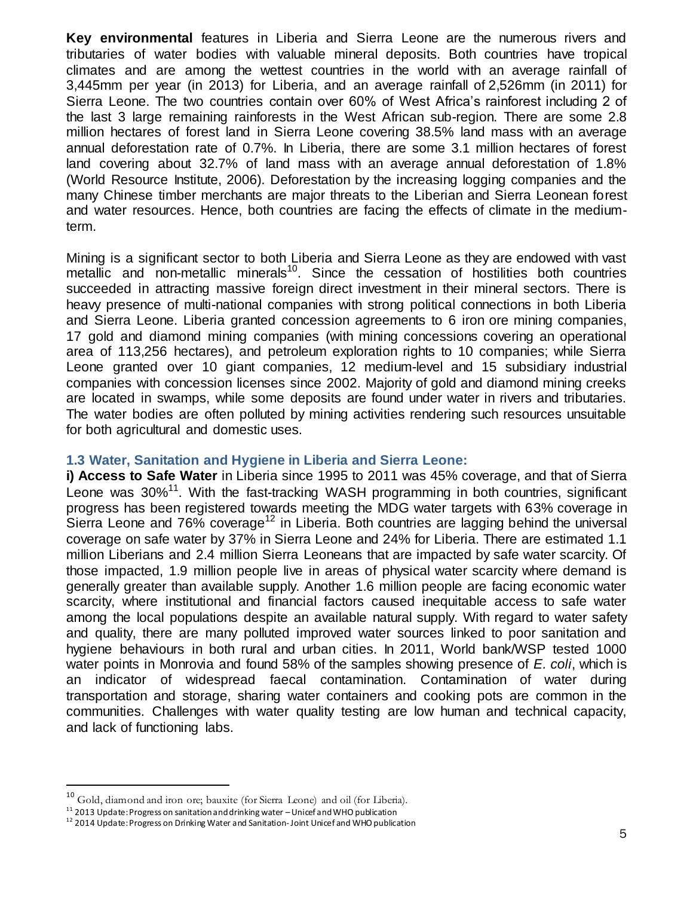**Key environmental** features in Liberia and Sierra Leone are the numerous rivers and tributaries of water bodies with valuable mineral deposits. Both countries have tropical climates and are among the wettest countries in the world with an average rainfall of 3,445mm per year (in 2013) for Liberia, and an average rainfall of 2,526mm (in 2011) for Sierra Leone. The two countries contain over 60% of West Africa's rainforest including 2 of the last 3 large remaining rainforests in the West African sub-region. There are some 2.8 million hectares of forest land in Sierra Leone covering 38.5% land mass with an average annual deforestation rate of 0.7%. In Liberia, there are some 3.1 million hectares of forest land covering about 32.7% of land mass with an average annual deforestation of 1.8% (World Resource Institute, 2006). Deforestation by the increasing logging companies and the many Chinese timber merchants are major threats to the Liberian and Sierra Leonean forest and water resources. Hence, both countries are facing the effects of climate in the medium-term.

Mining is a significant sector to both Liberia and Sierra Leone as they are endowed with vast metallic and non-metallic minerals[10]. Since the cessation of hostilities both countries succeeded in attracting massive foreign direct investment in their mineral sectors. There is heavy presence of multi-national companies with strong political connections in both Liberia and Sierra Leone. Liberia granted concession agreements to 6 iron ore mining companies, 17 gold and diamond mining companies (with mining concessions covering an operational area of 113,256 hectares), and petroleum exploration rights to 10 companies; while Sierra Leone granted over 10 giant companies, 12 medium-level and 15 subsidiary industrial companies with concession licenses since 2002. Majority of gold and diamond mining creeks are located in swamps, while some deposits are found under water in rivers and tributaries. The water bodies are often polluted by mining activities rendering such resources unsuitable for both agricultural and domestic uses.

### 1.3 Water, Sanitation and Hygiene in Liberia and Sierra Leone:

**i) Access to Safe Water** in Liberia since 1995 to 2011 was 45% coverage, and that of Sierra Leone was 30%[11]. With the fast-tracking WASH programming in both countries, significant progress has been registered towards meeting the MDG water targets with 63% coverage in Sierra Leone and 76% coverage[12] in Liberia. Both countries are lagging behind the universal coverage on safe water by 37% in Sierra Leone and 24% for Liberia. There are estimated 1.1 million Liberians and 2.4 million Sierra Leoneans that are impacted by safe water scarcity. Of those impacted, 1.9 million people live in areas of physical water scarcity where demand is generally greater than available supply. Another 1.6 million people are facing economic water scarcity, where institutional and financial factors caused inequitable access to safe water among the local populations despite an available natural supply. With regard to water safety and quality, there are many polluted improved water sources linked to poor sanitation and hygiene behaviours in both rural and urban cities. In 2011, World bank/WSP tested 1000 water points in Monrovia and found 58% of the samples showing presence of *E. coli*, which is an indicator of widespread faecal contamination. Contamination of water during transportation and storage, sharing water containers and cooking pots are common in the communities. Challenges with water quality testing are low human and technical capacity, and lack of functioning labs.

---

[10] Gold, diamond and iron ore; bauxite (for Sierra Leone) and oil (for Liberia).

[11] 2013 Update: Progress on sanitation and drinking water – Unicef and WHO publication

[12] 2014 Update: Progress on Drinking Water and Sanitation- Joint Unicef and WHO publication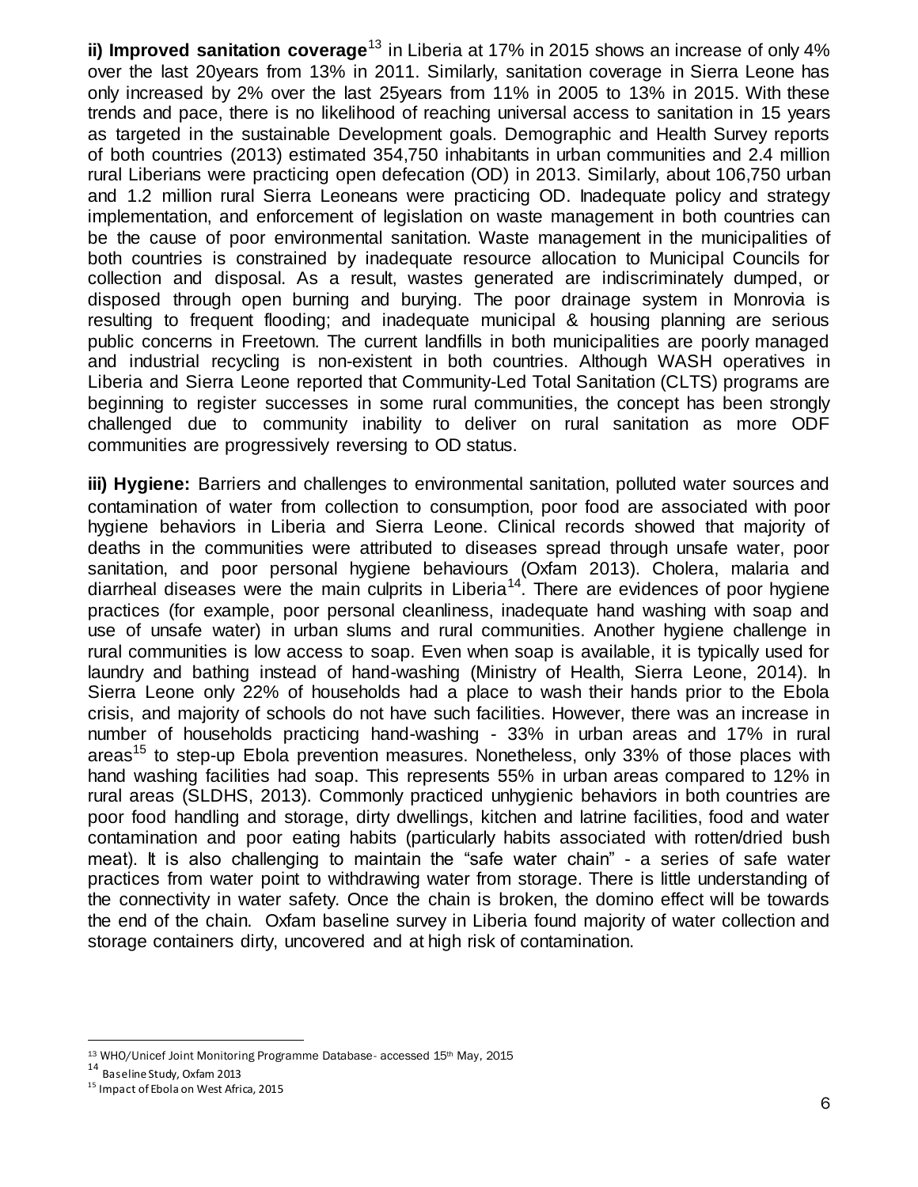**ii) Improved sanitation coverage**[13] in Liberia at 17% in 2015 shows an increase of only 4% over the last 20years from 13% in 2011. Similarly, sanitation coverage in Sierra Leone has only increased by 2% over the last 25years from 11% in 2005 to 13% in 2015. With these trends and pace, there is no likelihood of reaching universal access to sanitation in 15 years as targeted in the sustainable Development goals. Demographic and Health Survey reports of both countries (2013) estimated 354,750 inhabitants in urban communities and 2.4 million rural Liberians were practicing open defecation (OD) in 2013. Similarly, about 106,750 urban and 1.2 million rural Sierra Leoneans were practicing OD. Inadequate policy and strategy implementation, and enforcement of legislation on waste management in both countries can be the cause of poor environmental sanitation. Waste management in the municipalities of both countries is constrained by inadequate resource allocation to Municipal Councils for collection and disposal. As a result, wastes generated are indiscriminately dumped, or disposed through open burning and burying. The poor drainage system in Monrovia is resulting to frequent flooding; and inadequate municipal & housing planning are serious public concerns in Freetown. The current landfills in both municipalities are poorly managed and industrial recycling is non-existent in both countries. Although WASH operatives in Liberia and Sierra Leone reported that Community-Led Total Sanitation (CLTS) programs are beginning to register successes in some rural communities, the concept has been strongly challenged due to community inability to deliver on rural sanitation as more ODF communities are progressively reversing to OD status.

**iii) Hygiene:** Barriers and challenges to environmental sanitation, polluted water sources and contamination of water from collection to consumption, poor food are associated with poor hygiene behaviors in Liberia and Sierra Leone. Clinical records showed that majority of deaths in the communities were attributed to diseases spread through unsafe water, poor sanitation, and poor personal hygiene behaviours (Oxfam 2013). Cholera, malaria and diarrheal diseases were the main culprits in Liberia[14]. There are evidences of poor hygiene practices (for example, poor personal cleanliness, inadequate hand washing with soap and use of unsafe water) in urban slums and rural communities. Another hygiene challenge in rural communities is low access to soap. Even when soap is available, it is typically used for laundry and bathing instead of hand-washing (Ministry of Health, Sierra Leone, 2014). In Sierra Leone only 22% of households had a place to wash their hands prior to the Ebola crisis, and majority of schools do not have such facilities. However, there was an increase in number of households practicing hand-washing - 33% in urban areas and 17% in rural areas[15] to step-up Ebola prevention measures. Nonetheless, only 33% of those places with hand washing facilities had soap. This represents 55% in urban areas compared to 12% in rural areas (SLDHS, 2013). Commonly practiced unhygienic behaviors in both countries are poor food handling and storage, dirty dwellings, kitchen and latrine facilities, food and water contamination and poor eating habits (particularly habits associated with rotten/dried bush meat). It is also challenging to maintain the "safe water chain" - a series of safe water practices from water point to withdrawing water from storage. There is little understanding of the connectivity in water safety. Once the chain is broken, the domino effect will be towards the end of the chain. Oxfam baseline survey in Liberia found majority of water collection and storage containers dirty, uncovered and at high risk of contamination.

---

[13] WHO/Unicef Joint Monitoring Programme Database- accessed 15th May, 2015

[14] Baseline Study, Oxfam 2013

[15] Impact of Ebola on West Africa, 2015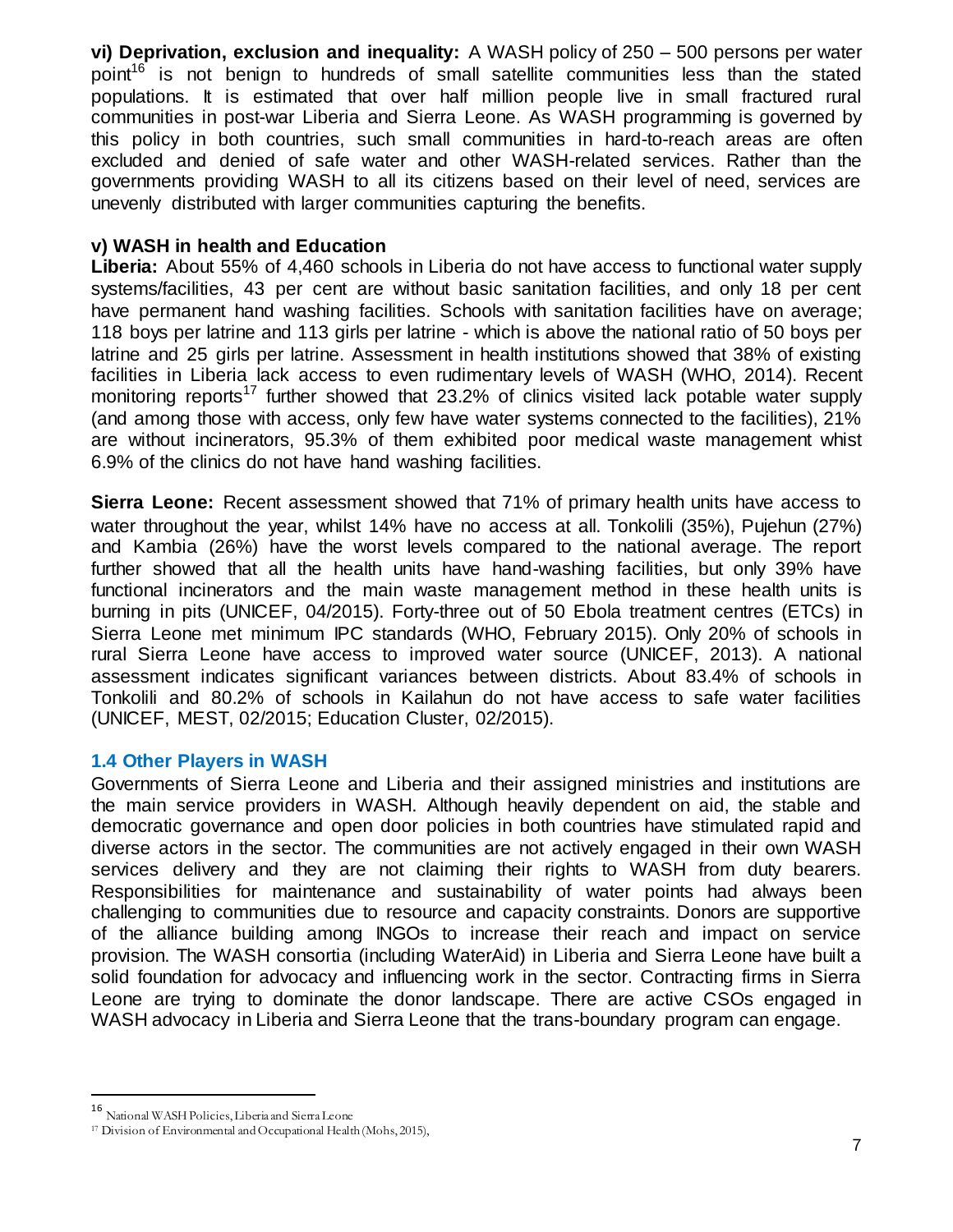**vi) Deprivation, exclusion and inequality:** A WASH policy of 250 – 500 persons per water point[16] is not benign to hundreds of small satellite communities less than the stated populations. It is estimated that over half million people live in small fractured rural communities in post-war Liberia and Sierra Leone. As WASH programming is governed by this policy in both countries, such small communities in hard-to-reach areas are often excluded and denied of safe water and other WASH-related services. Rather than the governments providing WASH to all its citizens based on their level of need, services are unevenly distributed with larger communities capturing the benefits.

**v) WASH in health and Education**

**Liberia:** About 55% of 4,460 schools in Liberia do not have access to functional water supply systems/facilities, 43 per cent are without basic sanitation facilities, and only 18 per cent have permanent hand washing facilities. Schools with sanitation facilities have on average; 118 boys per latrine and 113 girls per latrine - which is above the national ratio of 50 boys per latrine and 25 girls per latrine. Assessment in health institutions showed that 38% of existing facilities in Liberia lack access to even rudimentary levels of WASH (WHO, 2014). Recent monitoring reports[17] further showed that 23.2% of clinics visited lack potable water supply (and among those with access, only few have water systems connected to the facilities), 21% are without incinerators, 95.3% of them exhibited poor medical waste management whist 6.9% of the clinics do not have hand washing facilities.

**Sierra Leone:** Recent assessment showed that 71% of primary health units have access to water throughout the year, whilst 14% have no access at all. Tonkolili (35%), Pujehun (27%) and Kambia (26%) have the worst levels compared to the national average. The report further showed that all the health units have hand-washing facilities, but only 39% have functional incinerators and the main waste management method in these health units is burning in pits (UNICEF, 04/2015). Forty-three out of 50 Ebola treatment centres (ETCs) in Sierra Leone met minimum IPC standards (WHO, February 2015). Only 20% of schools in rural Sierra Leone have access to improved water source (UNICEF, 2013). A national assessment indicates significant variances between districts. About 83.4% of schools in Tonkolili and 80.2% of schools in Kailahun do not have access to safe water facilities (UNICEF, MEST, 02/2015; Education Cluster, 02/2015).

## 1.4 Other Players in WASH

Governments of Sierra Leone and Liberia and their assigned ministries and institutions are the main service providers in WASH. Although heavily dependent on aid, the stable and democratic governance and open door policies in both countries have stimulated rapid and diverse actors in the sector. The communities are not actively engaged in their own WASH services delivery and they are not claiming their rights to WASH from duty bearers. Responsibilities for maintenance and sustainability of water points had always been challenging to communities due to resource and capacity constraints. Donors are supportive of the alliance building among INGOs to increase their reach and impact on service provision. The WASH consortia (including WaterAid) in Liberia and Sierra Leone have built a solid foundation for advocacy and influencing work in the sector. Contracting firms in Sierra Leone are trying to dominate the donor landscape. There are active CSOs engaged in WASH advocacy in Liberia and Sierra Leone that the trans-boundary program can engage.

---

[16] National WASH Policies, Liberia and Sierra Leone

[17] Division of Environmental and Occupational Health (Mohs, 2015),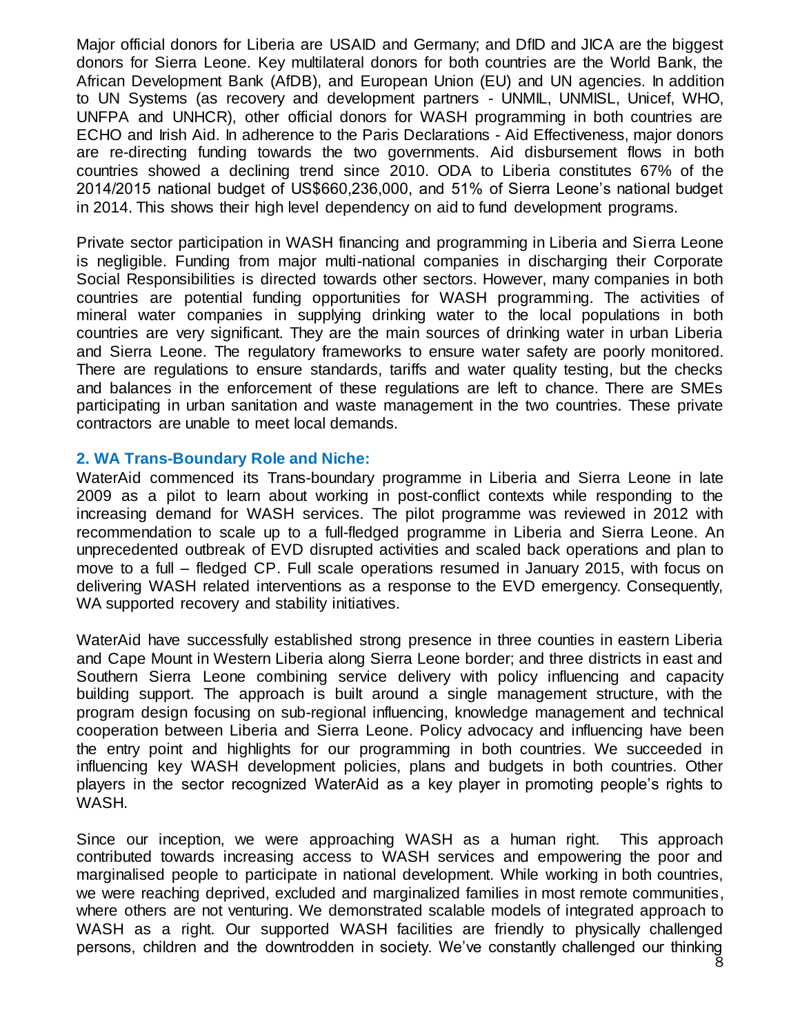Major official donors for Liberia are USAID and Germany; and DfID and JICA are the biggest donors for Sierra Leone. Key multilateral donors for both countries are the World Bank, the African Development Bank (AfDB), and European Union (EU) and UN agencies. In addition to UN Systems (as recovery and development partners - UNMIL, UNMISL, Unicef, WHO, UNFPA and UNHCR), other official donors for WASH programming in both countries are ECHO and Irish Aid. In adherence to the Paris Declarations - Aid Effectiveness, major donors are re-directing funding towards the two governments. Aid disbursement flows in both countries showed a declining trend since 2010. ODA to Liberia constitutes 67% of the 2014/2015 national budget of US$660,236,000, and 51% of Sierra Leone's national budget in 2014. This shows their high level dependency on aid to fund development programs.

Private sector participation in WASH financing and programming in Liberia and Sierra Leone is negligible. Funding from major multi-national companies in discharging their Corporate Social Responsibilities is directed towards other sectors. However, many companies in both countries are potential funding opportunities for WASH programming. The activities of mineral water companies in supplying drinking water to the local populations in both countries are very significant. They are the main sources of drinking water in urban Liberia and Sierra Leone. The regulatory frameworks to ensure water safety are poorly monitored. There are regulations to ensure standards, tariffs and water quality testing, but the checks and balances in the enforcement of these regulations are left to chance. There are SMEs participating in urban sanitation and waste management in the two countries. These private contractors are unable to meet local demands.

## 2. WA Trans-Boundary Role and Niche:

WaterAid commenced its Trans-boundary programme in Liberia and Sierra Leone in late 2009 as a pilot to learn about working in post-conflict contexts while responding to the increasing demand for WASH services. The pilot programme was reviewed in 2012 with recommendation to scale up to a full-fledged programme in Liberia and Sierra Leone. An unprecedented outbreak of EVD disrupted activities and scaled back operations and plan to move to a full – fledged CP. Full scale operations resumed in January 2015, with focus on delivering WASH related interventions as a response to the EVD emergency. Consequently, WA supported recovery and stability initiatives.

WaterAid have successfully established strong presence in three counties in eastern Liberia and Cape Mount in Western Liberia along Sierra Leone border; and three districts in east and Southern Sierra Leone combining service delivery with policy influencing and capacity building support. The approach is built around a single management structure, with the program design focusing on sub-regional influencing, knowledge management and technical cooperation between Liberia and Sierra Leone. Policy advocacy and influencing have been the entry point and highlights for our programming in both countries. We succeeded in influencing key WASH development policies, plans and budgets in both countries. Other players in the sector recognized WaterAid as a key player in promoting people's rights to WASH.

Since our inception, we were approaching WASH as a human right. This approach contributed towards increasing access to WASH services and empowering the poor and marginalised people to participate in national development. While working in both countries, we were reaching deprived, excluded and marginalized families in most remote communities, where others are not venturing. We demonstrated scalable models of integrated approach to WASH as a right. Our supported WASH facilities are friendly to physically challenged persons, children and the downtrodden in society. We've constantly challenged our thinking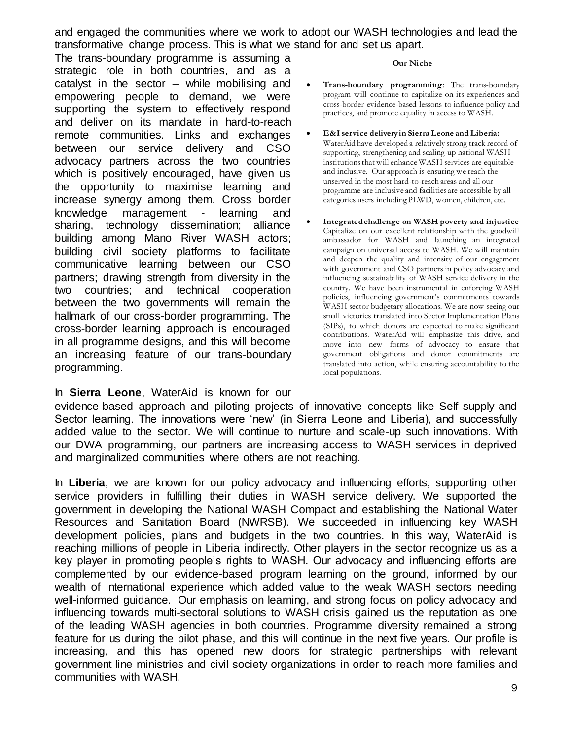and engaged the communities where we work to adopt our WASH technologies and lead the transformative change process. This is what we stand for and set us apart.

The trans-boundary programme is assuming a strategic role in both countries, and as a catalyst in the sector – while mobilising and empowering people to demand, we were supporting the system to effectively respond and deliver on its mandate in hard-to-reach remote communities. Links and exchanges between our service delivery and CSO advocacy partners across the two countries which is positively encouraged, have given us the opportunity to maximise learning and increase synergy among them. Cross border knowledge management - learning and sharing, technology dissemination; alliance building among Mano River WASH actors; building civil society platforms to facilitate communicative learning between our CSO partners; drawing strength from diversity in the two countries; and technical cooperation between the two governments will remain the hallmark of our cross-border programming. The cross-border learning approach is encouraged in all programme designs, and this will become an increasing feature of our trans-boundary programming.

**Our Niche**

- **Trans-boundary programming**: The trans-boundary program will continue to capitalize on its experiences and cross-border evidence-based lessons to influence policy and practices, and promote equality in access to WASH.
- **E&I service delivery in Sierra Leone and Liberia:** WaterAid have developed a relatively strong track record of supporting, strengthening and scaling-up national WASH institutions that will enhance WASH services are equitable and inclusive. Our approach is ensuring we reach the unserved in the most hard-to-reach areas and all our programme are inclusive and facilities are accessible by all categories users including PLWD, women, children, etc.
- **Integrated challenge on WASH poverty and injustice** Capitalize on our excellent relationship with the goodwill ambassador for WASH and launching an integrated campaign on universal access to WASH. We will maintain and deepen the quality and intensity of our engagement with government and CSO partners in policy advocacy and influencing sustainability of WASH service delivery in the country. We have been instrumental in enforcing WASH policies, influencing government's commitments towards WASH sector budgetary allocations. We are now seeing our small victories translated into Sector Implementation Plans (SIPs), to which donors are expected to make significant contributions. WaterAid will emphasize this drive, and move into new forms of advocacy to ensure that government obligations and donor commitments are translated into action, while ensuring accountability to the local populations.

In **Sierra Leone**, WaterAid is known for our evidence-based approach and piloting projects of innovative concepts like Self supply and Sector learning. The innovations were 'new' (in Sierra Leone and Liberia), and successfully added value to the sector. We will continue to nurture and scale-up such innovations. With our DWA programming, our partners are increasing access to WASH services in deprived and marginalized communities where others are not reaching.

In **Liberia**, we are known for our policy advocacy and influencing efforts, supporting other service providers in fulfilling their duties in WASH service delivery. We supported the government in developing the National WASH Compact and establishing the National Water Resources and Sanitation Board (NWRSB). We succeeded in influencing key WASH development policies, plans and budgets in the two countries. In this way, WaterAid is reaching millions of people in Liberia indirectly. Other players in the sector recognize us as a key player in promoting people's rights to WASH. Our advocacy and influencing efforts are complemented by our evidence-based program learning on the ground, informed by our wealth of international experience which added value to the weak WASH sectors needing well-informed guidance. Our emphasis on learning, and strong focus on policy advocacy and influencing towards multi-sectoral solutions to WASH crisis gained us the reputation as one of the leading WASH agencies in both countries. Programme diversity remained a strong feature for us during the pilot phase, and this will continue in the next five years. Our profile is increasing, and this has opened new doors for strategic partnerships with relevant government line ministries and civil society organizations in order to reach more families and communities with WASH.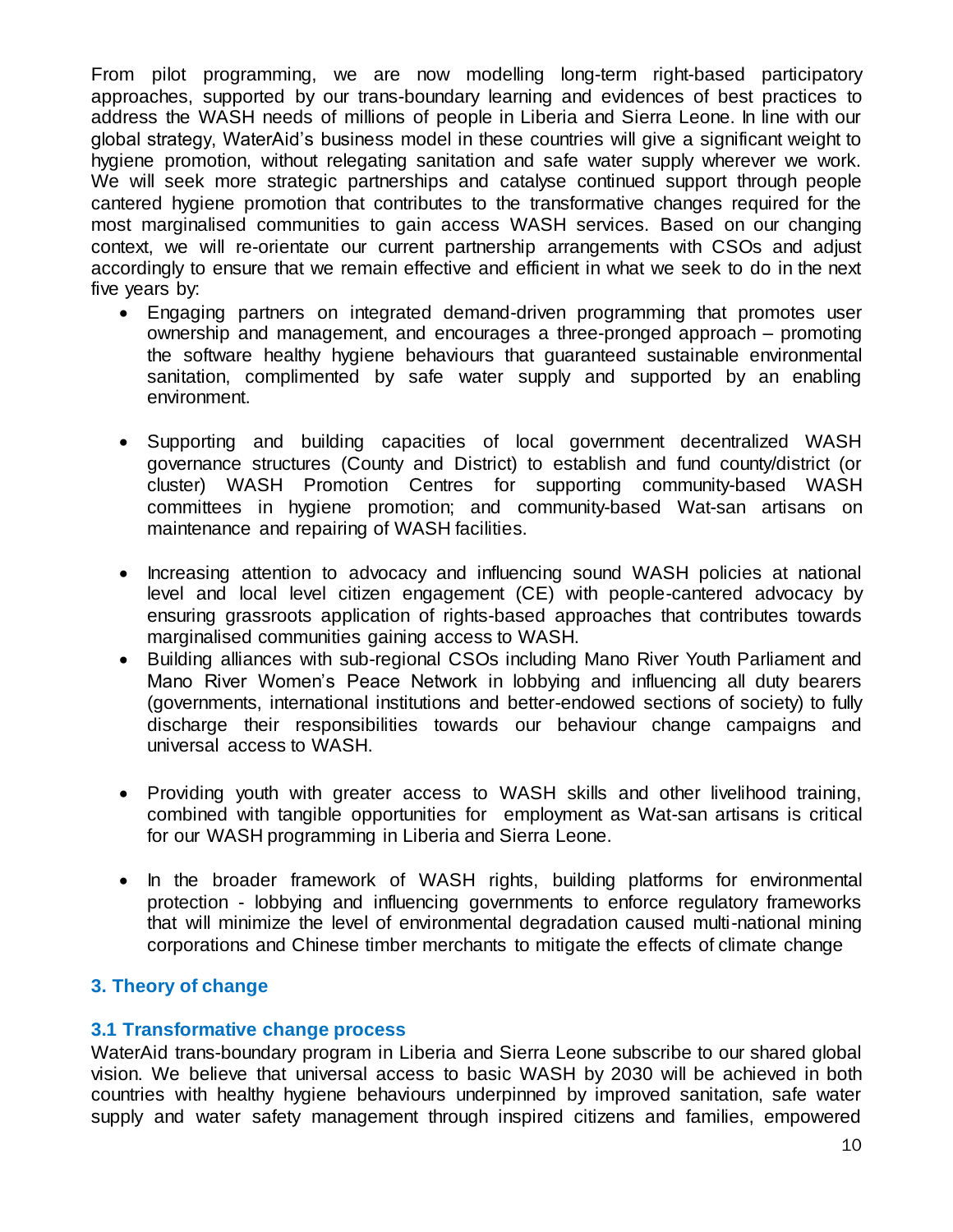From pilot programming, we are now modelling long-term right-based participatory approaches, supported by our trans-boundary learning and evidences of best practices to address the WASH needs of millions of people in Liberia and Sierra Leone. In line with our global strategy, WaterAid's business model in these countries will give a significant weight to hygiene promotion, without relegating sanitation and safe water supply wherever we work. We will seek more strategic partnerships and catalyse continued support through people cantered hygiene promotion that contributes to the transformative changes required for the most marginalised communities to gain access WASH services. Based on our changing context, we will re-orientate our current partnership arrangements with CSOs and adjust accordingly to ensure that we remain effective and efficient in what we seek to do in the next five years by:

- Engaging partners on integrated demand-driven programming that promotes user ownership and management, and encourages a three-pronged approach – promoting the software healthy hygiene behaviours that guaranteed sustainable environmental sanitation, complimented by safe water supply and supported by an enabling environment.

- Supporting and building capacities of local government decentralized WASH governance structures (County and District) to establish and fund county/district (or cluster) WASH Promotion Centres for supporting community-based WASH committees in hygiene promotion; and community-based Wat-san artisans on maintenance and repairing of WASH facilities.

- Increasing attention to advocacy and influencing sound WASH policies at national level and local level citizen engagement (CE) with people-cantered advocacy by ensuring grassroots application of rights-based approaches that contributes towards marginalised communities gaining access to WASH.
- Building alliances with sub-regional CSOs including Mano River Youth Parliament and Mano River Women's Peace Network in lobbying and influencing all duty bearers (governments, international institutions and better-endowed sections of society) to fully discharge their responsibilities towards our behaviour change campaigns and universal access to WASH.

- Providing youth with greater access to WASH skills and other livelihood training, combined with tangible opportunities for employment as Wat-san artisans is critical for our WASH programming in Liberia and Sierra Leone.

- In the broader framework of WASH rights, building platforms for environmental protection - lobbying and influencing governments to enforce regulatory frameworks that will minimize the level of environmental degradation caused multi-national mining corporations and Chinese timber merchants to mitigate the effects of climate change

## 3. Theory of change

### 3.1 Transformative change process

WaterAid trans-boundary program in Liberia and Sierra Leone subscribe to our shared global vision. We believe that universal access to basic WASH by 2030 will be achieved in both countries with healthy hygiene behaviours underpinned by improved sanitation, safe water supply and water safety management through inspired citizens and families, empowered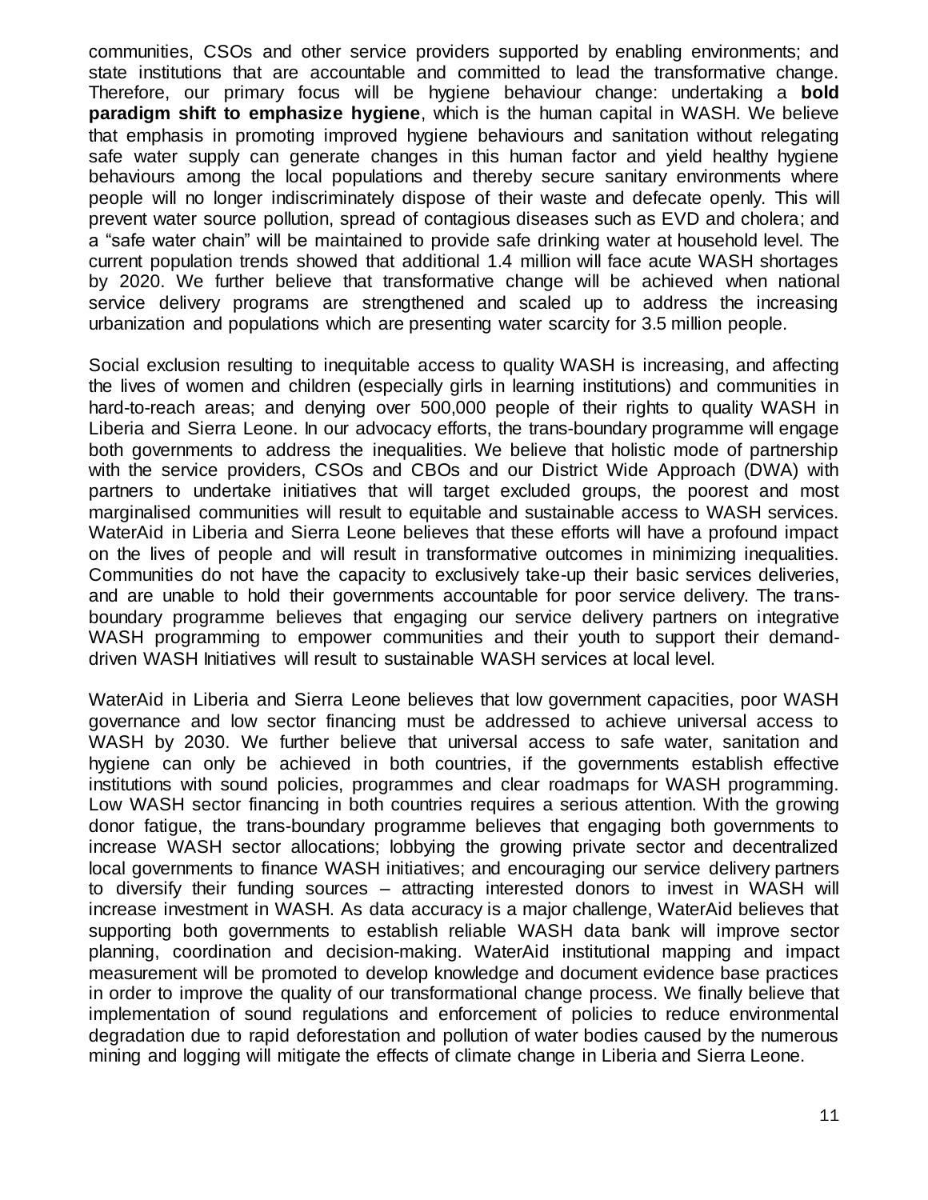communities, CSOs and other service providers supported by enabling environments; and state institutions that are accountable and committed to lead the transformative change. Therefore, our primary focus will be hygiene behaviour change: undertaking a **bold paradigm shift to emphasize hygiene**, which is the human capital in WASH. We believe that emphasis in promoting improved hygiene behaviours and sanitation without relegating safe water supply can generate changes in this human factor and yield healthy hygiene behaviours among the local populations and thereby secure sanitary environments where people will no longer indiscriminately dispose of their waste and defecate openly. This will prevent water source pollution, spread of contagious diseases such as EVD and cholera; and a "safe water chain" will be maintained to provide safe drinking water at household level. The current population trends showed that additional 1.4 million will face acute WASH shortages by 2020. We further believe that transformative change will be achieved when national service delivery programs are strengthened and scaled up to address the increasing urbanization and populations which are presenting water scarcity for 3.5 million people.

Social exclusion resulting to inequitable access to quality WASH is increasing, and affecting the lives of women and children (especially girls in learning institutions) and communities in hard-to-reach areas; and denying over 500,000 people of their rights to quality WASH in Liberia and Sierra Leone. In our advocacy efforts, the trans-boundary programme will engage both governments to address the inequalities. We believe that holistic mode of partnership with the service providers, CSOs and CBOs and our District Wide Approach (DWA) with partners to undertake initiatives that will target excluded groups, the poorest and most marginalised communities will result to equitable and sustainable access to WASH services. WaterAid in Liberia and Sierra Leone believes that these efforts will have a profound impact on the lives of people and will result in transformative outcomes in minimizing inequalities. Communities do not have the capacity to exclusively take-up their basic services deliveries, and are unable to hold their governments accountable for poor service delivery. The trans-boundary programme believes that engaging our service delivery partners on integrative WASH programming to empower communities and their youth to support their demand-driven WASH Initiatives will result to sustainable WASH services at local level.

WaterAid in Liberia and Sierra Leone believes that low government capacities, poor WASH governance and low sector financing must be addressed to achieve universal access to WASH by 2030. We further believe that universal access to safe water, sanitation and hygiene can only be achieved in both countries, if the governments establish effective institutions with sound policies, programmes and clear roadmaps for WASH programming. Low WASH sector financing in both countries requires a serious attention. With the growing donor fatigue, the trans-boundary programme believes that engaging both governments to increase WASH sector allocations; lobbying the growing private sector and decentralized local governments to finance WASH initiatives; and encouraging our service delivery partners to diversify their funding sources – attracting interested donors to invest in WASH will increase investment in WASH. As data accuracy is a major challenge, WaterAid believes that supporting both governments to establish reliable WASH data bank will improve sector planning, coordination and decision-making. WaterAid institutional mapping and impact measurement will be promoted to develop knowledge and document evidence base practices in order to improve the quality of our transformational change process. We finally believe that implementation of sound regulations and enforcement of policies to reduce environmental degradation due to rapid deforestation and pollution of water bodies caused by the numerous mining and logging will mitigate the effects of climate change in Liberia and Sierra Leone.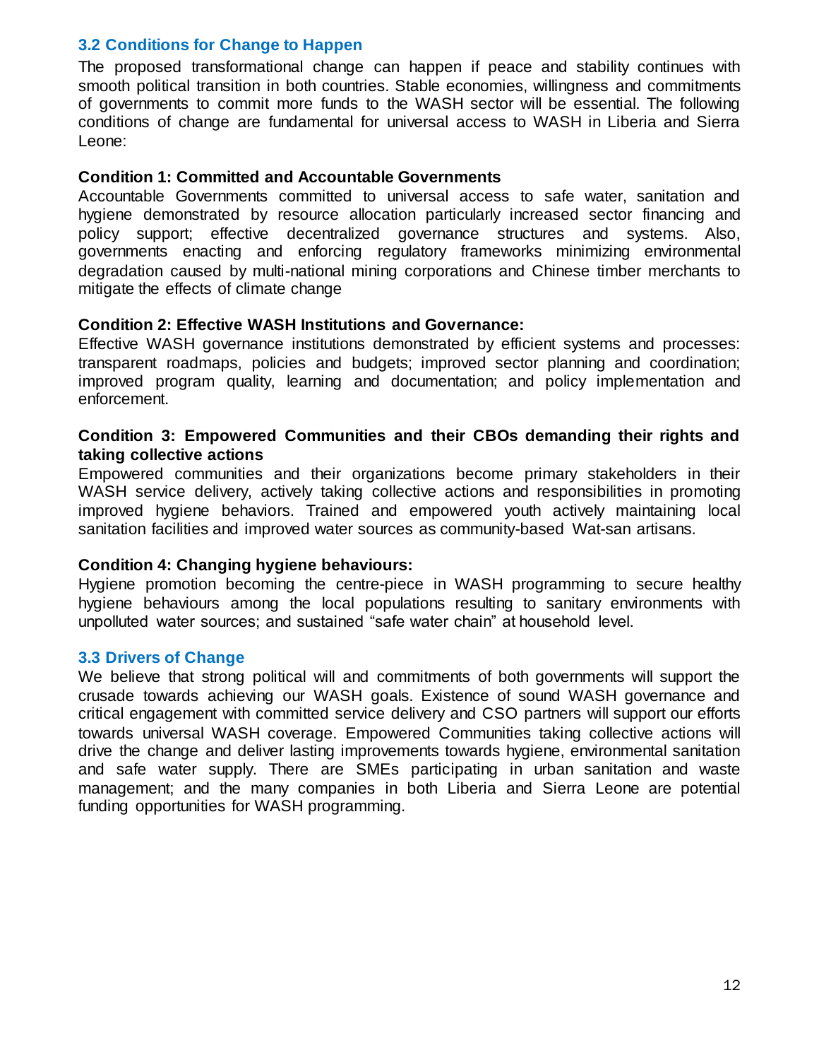## 3.2 Conditions for Change to Happen

The proposed transformational change can happen if peace and stability continues with smooth political transition in both countries. Stable economies, willingness and commitments of governments to commit more funds to the WASH sector will be essential. The following conditions of change are fundamental for universal access to WASH in Liberia and Sierra Leone:

**Condition 1: Committed and Accountable Governments**

Accountable Governments committed to universal access to safe water, sanitation and hygiene demonstrated by resource allocation particularly increased sector financing and policy support; effective decentralized governance structures and systems. Also, governments enacting and enforcing regulatory frameworks minimizing environmental degradation caused by multi-national mining corporations and Chinese timber merchants to mitigate the effects of climate change

**Condition 2: Effective WASH Institutions and Governance:**

Effective WASH governance institutions demonstrated by efficient systems and processes: transparent roadmaps, policies and budgets; improved sector planning and coordination; improved program quality, learning and documentation; and policy implementation and enforcement.

**Condition 3: Empowered Communities and their CBOs demanding their rights and taking collective actions**

Empowered communities and their organizations become primary stakeholders in their WASH service delivery, actively taking collective actions and responsibilities in promoting improved hygiene behaviors. Trained and empowered youth actively maintaining local sanitation facilities and improved water sources as community-based Wat-san artisans.

**Condition 4: Changing hygiene behaviours:**

Hygiene promotion becoming the centre-piece in WASH programming to secure healthy hygiene behaviours among the local populations resulting to sanitary environments with unpolluted water sources; and sustained "safe water chain" at household level.

## 3.3 Drivers of Change

We believe that strong political will and commitments of both governments will support the crusade towards achieving our WASH goals. Existence of sound WASH governance and critical engagement with committed service delivery and CSO partners will support our efforts towards universal WASH coverage. Empowered Communities taking collective actions will drive the change and deliver lasting improvements towards hygiene, environmental sanitation and safe water supply. There are SMEs participating in urban sanitation and waste management; and the many companies in both Liberia and Sierra Leone are potential funding opportunities for WASH programming.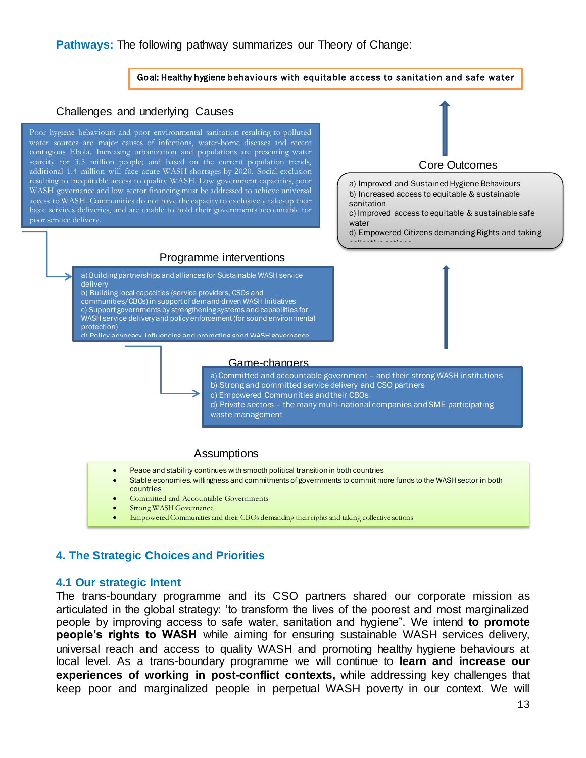**Pathways:** The following pathway summarizes our Theory of Change:

**Goal: Healthy hygiene behaviours with equitable access to sanitation and safe water**

Challenges and underlying Causes

Poor hygiene behaviours and poor environmental sanitation resulting to polluted water sources are major causes of infections, water-borne diseases and recent contagious Ebola. Increasing urbanization and populations are presenting water scarcity for 3.5 million people; and based on the current population trends, additional 1.4 million will face acute WASH shortages by 2020. Social exclusion resulting to inequitable access to quality WASH. Low government capacities, poor WASH governance and low sector financing must be addressed to achieve universal access to WASH. Communities do not have the capacity to exclusively take-up their basic services deliveries, and are unable to hold their governments accountable for poor service delivery.

Core Outcomes

a) Improved and Sustained Hygiene Behaviours
b) Increased access to equitable & sustainable sanitation
c) Improved access to equitable & sustainable safe water
d) Empowered Citizens demanding Rights and taking collective actions

Programme interventions

a) Building partnerships and alliances for Sustainable WASH service delivery
b) Building local capacities (service providers, CSOs and communities/CBOs) in support of demand-driven WASH Initiatives
c) Support governments by strengthening systems and capabilities for WASH service delivery and policy enforcement (for sound environmental protection)
d) Policy advocacy, influencing and promoting good WASH governance

Game-changers

a) Committed and accountable government – and their strong WASH institutions
b) Strong and committed service delivery and CSO partners
c) Empowered Communities and their CBOs
d) Private sectors – the many multi-national companies and SME participating waste management

Assumptions

- Peace and stability continues with smooth political transition in both countries
- Stable economies, willingness and commitments of governments to commit more funds to the WASH sector in both countries
- Committed and Accountable Governments
- Strong WASH Governance
- Empowered Communities and their CBOs demanding their rights and taking collective actions

## 4. The Strategic Choices and Priorities

### 4.1 Our strategic Intent

The trans-boundary programme and its CSO partners shared our corporate mission as articulated in the global strategy: 'to transform the lives of the poorest and most marginalized people by improving access to safe water, sanitation and hygiene". We intend **to promote people's rights to WASH** while aiming for ensuring sustainable WASH services delivery, universal reach and access to quality WASH and promoting healthy hygiene behaviours at local level. As a trans-boundary programme we will continue to **learn and increase our experiences of working in post-conflict contexts,** while addressing key challenges that keep poor and marginalized people in perpetual WASH poverty in our context. We will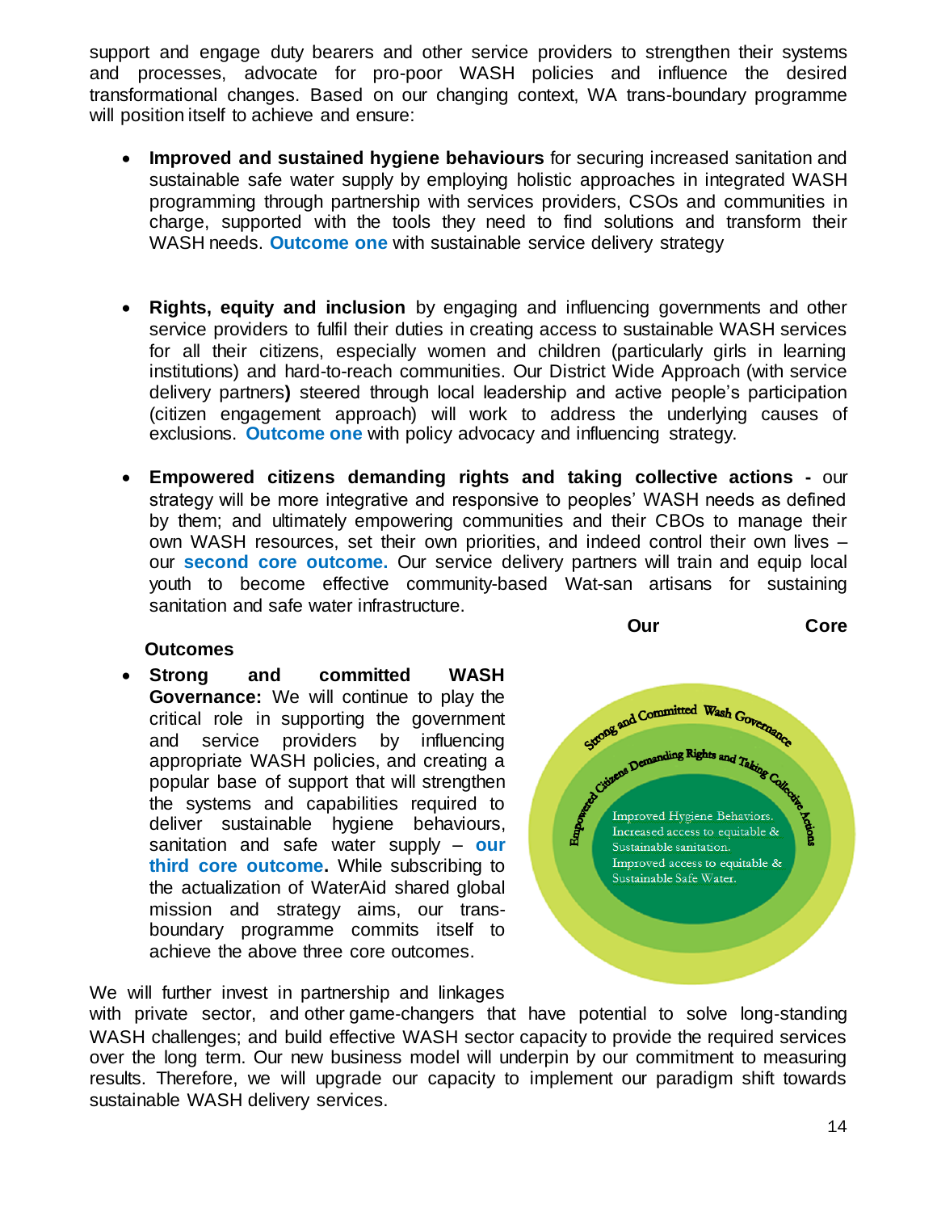support and engage duty bearers and other service providers to strengthen their systems and processes, advocate for pro-poor WASH policies and influence the desired transformational changes. Based on our changing context, WA trans-boundary programme will position itself to achieve and ensure:

- **Improved and sustained hygiene behaviours** for securing increased sanitation and sustainable safe water supply by employing holistic approaches in integrated WASH programming through partnership with services providers, CSOs and communities in charge, supported with the tools they need to find solutions and transform their WASH needs. **Outcome one** with sustainable service delivery strategy

- **Rights, equity and inclusion** by engaging and influencing governments and other service providers to fulfil their duties in creating access to sustainable WASH services for all their citizens, especially women and children (particularly girls in learning institutions) and hard-to-reach communities. Our District Wide Approach (with service delivery partners**)** steered through local leadership and active people's participation (citizen engagement approach) will work to address the underlying causes of exclusions. **Outcome one** with policy advocacy and influencing strategy.

- **Empowered citizens demanding rights and taking collective actions -** our strategy will be more integrative and responsive to peoples' WASH needs as defined by them; and ultimately empowering communities and their CBOs to manage their own WASH resources, set their own priorities, and indeed control their own lives – our **second core outcome.** Our service delivery partners will train and equip local youth to become effective community-based Wat-san artisans for sustaining sanitation and safe water infrastructure.

**Our Core Outcomes**

- **Strong and committed WASH Governance:** We will continue to play the critical role in supporting the government and service providers by influencing appropriate WASH policies, and creating a popular base of support that will strengthen the systems and capabilities required to deliver sustainable hygiene behaviours, sanitation and safe water supply – **our third core outcome.** While subscribing to the actualization of WaterAid shared global mission and strategy aims, our trans-boundary programme commits itself to achieve the above three core outcomes.

Strong and Committed Wash Governance

Empowered Citizens Demanding Rights and Taking Collective Actions

Improved Hygiene Behaviors.
Increased access to equitable & Sustainable sanitation.
Improved access to equitable & Sustainable Safe Water.

We will further invest in partnership and linkages with private sector, and other game-changers that have potential to solve long-standing WASH challenges; and build effective WASH sector capacity to provide the required services over the long term. Our new business model will underpin by our commitment to measuring results. Therefore, we will upgrade our capacity to implement our paradigm shift towards sustainable WASH delivery services.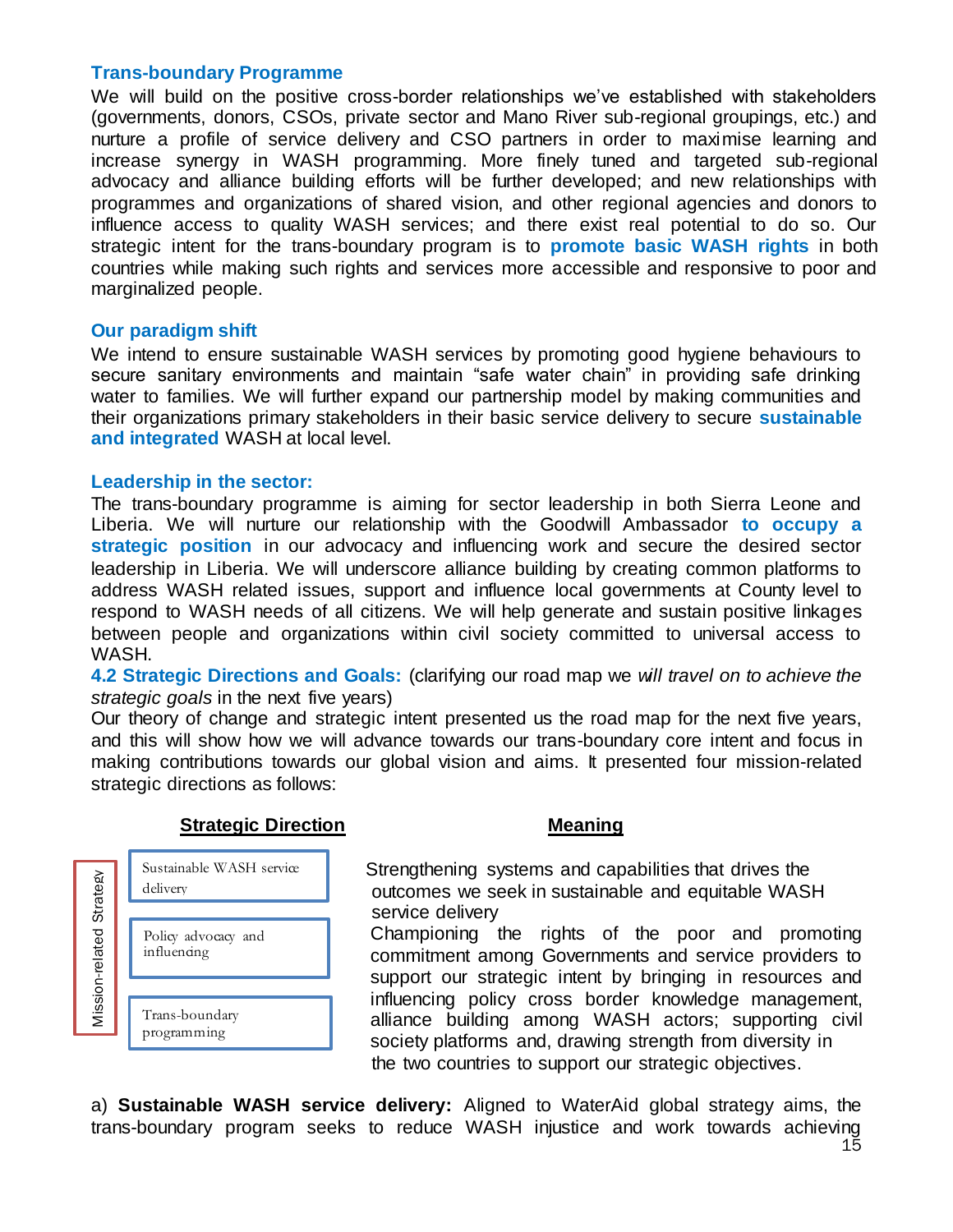### Trans-boundary Programme

We will build on the positive cross-border relationships we've established with stakeholders (governments, donors, CSOs, private sector and Mano River sub-regional groupings, etc.) and nurture a profile of service delivery and CSO partners in order to maximise learning and increase synergy in WASH programming. More finely tuned and targeted sub-regional advocacy and alliance building efforts will be further developed; and new relationships with programmes and organizations of shared vision, and other regional agencies and donors to influence access to quality WASH services; and there exist real potential to do so. Our strategic intent for the trans-boundary program is to **promote basic WASH rights** in both countries while making such rights and services more accessible and responsive to poor and marginalized people.

### Our paradigm shift

We intend to ensure sustainable WASH services by promoting good hygiene behaviours to secure sanitary environments and maintain "safe water chain" in providing safe drinking water to families. We will further expand our partnership model by making communities and their organizations primary stakeholders in their basic service delivery to secure **sustainable and integrated** WASH at local level.

### Leadership in the sector:

The trans-boundary programme is aiming for sector leadership in both Sierra Leone and Liberia. We will nurture our relationship with the Goodwill Ambassador **to occupy a strategic position** in our advocacy and influencing work and secure the desired sector leadership in Liberia. We will underscore alliance building by creating common platforms to address WASH related issues, support and influence local governments at County level to respond to WASH needs of all citizens. We will help generate and sustain positive linkages between people and organizations within civil society committed to universal access to WASH.

**4.2 Strategic Directions and Goals:** (clarifying our road map we *will travel on to achieve the strategic goals* in the next five years)

Our theory of change and strategic intent presented us the road map for the next five years, and this will show how we will advance towards our trans-boundary core intent and focus in making contributions towards our global vision and aims. It presented four mission-related strategic directions as follows:

| | Strategic Direction | Meaning |
|---|---|---|
| Mission-related Strategy | Sustainable WASH service delivery | Strengthening systems and capabilities that drives the outcomes we seek in sustainable and equitable WASH service delivery |
| | Policy advocacy and influencing | Championing the rights of the poor and promoting commitment among Governments and service providers to support our strategic intent by bringing in resources and influencing policy cross border knowledge management, alliance building among WASH actors; supporting civil society platforms and, drawing strength from diversity in the two countries to support our strategic objectives. |
| | Trans-boundary programming | |

a) **Sustainable WASH service delivery:** Aligned to WaterAid global strategy aims, the trans-boundary program seeks to reduce WASH injustice and work towards achieving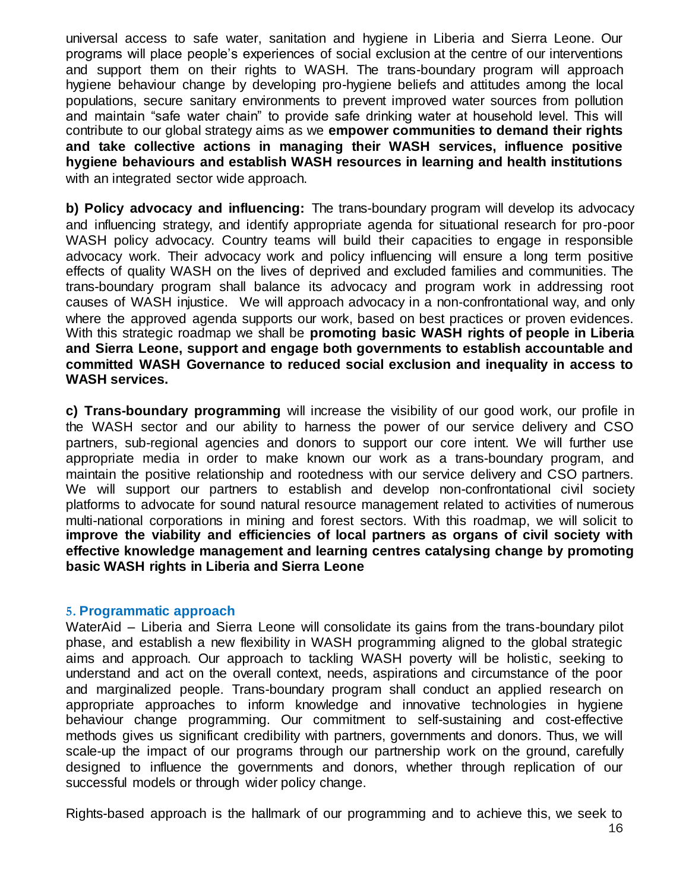universal access to safe water, sanitation and hygiene in Liberia and Sierra Leone. Our programs will place people's experiences of social exclusion at the centre of our interventions and support them on their rights to WASH. The trans-boundary program will approach hygiene behaviour change by developing pro-hygiene beliefs and attitudes among the local populations, secure sanitary environments to prevent improved water sources from pollution and maintain "safe water chain" to provide safe drinking water at household level. This will contribute to our global strategy aims as we **empower communities to demand their rights and take collective actions in managing their WASH services, influence positive hygiene behaviours and establish WASH resources in learning and health institutions** with an integrated sector wide approach.

**b) Policy advocacy and influencing:** The trans-boundary program will develop its advocacy and influencing strategy, and identify appropriate agenda for situational research for pro-poor WASH policy advocacy. Country teams will build their capacities to engage in responsible advocacy work. Their advocacy work and policy influencing will ensure a long term positive effects of quality WASH on the lives of deprived and excluded families and communities. The trans-boundary program shall balance its advocacy and program work in addressing root causes of WASH injustice. We will approach advocacy in a non-confrontational way, and only where the approved agenda supports our work, based on best practices or proven evidences. With this strategic roadmap we shall be **promoting basic WASH rights of people in Liberia and Sierra Leone, support and engage both governments to establish accountable and committed WASH Governance to reduced social exclusion and inequality in access to WASH services.**

**c) Trans-boundary programming** will increase the visibility of our good work, our profile in the WASH sector and our ability to harness the power of our service delivery and CSO partners, sub-regional agencies and donors to support our core intent. We will further use appropriate media in order to make known our work as a trans-boundary program, and maintain the positive relationship and rootedness with our service delivery and CSO partners. We will support our partners to establish and develop non-confrontational civil society platforms to advocate for sound natural resource management related to activities of numerous multi-national corporations in mining and forest sectors. With this roadmap, we will solicit to **improve the viability and efficiencies of local partners as organs of civil society with effective knowledge management and learning centres catalysing change by promoting basic WASH rights in Liberia and Sierra Leone**

## 5. Programmatic approach

WaterAid – Liberia and Sierra Leone will consolidate its gains from the trans-boundary pilot phase, and establish a new flexibility in WASH programming aligned to the global strategic aims and approach. Our approach to tackling WASH poverty will be holistic, seeking to understand and act on the overall context, needs, aspirations and circumstance of the poor and marginalized people. Trans-boundary program shall conduct an applied research on appropriate approaches to inform knowledge and innovative technologies in hygiene behaviour change programming. Our commitment to self-sustaining and cost-effective methods gives us significant credibility with partners, governments and donors. Thus, we will scale-up the impact of our programs through our partnership work on the ground, carefully designed to influence the governments and donors, whether through replication of our successful models or through wider policy change.

Rights-based approach is the hallmark of our programming and to achieve this, we seek to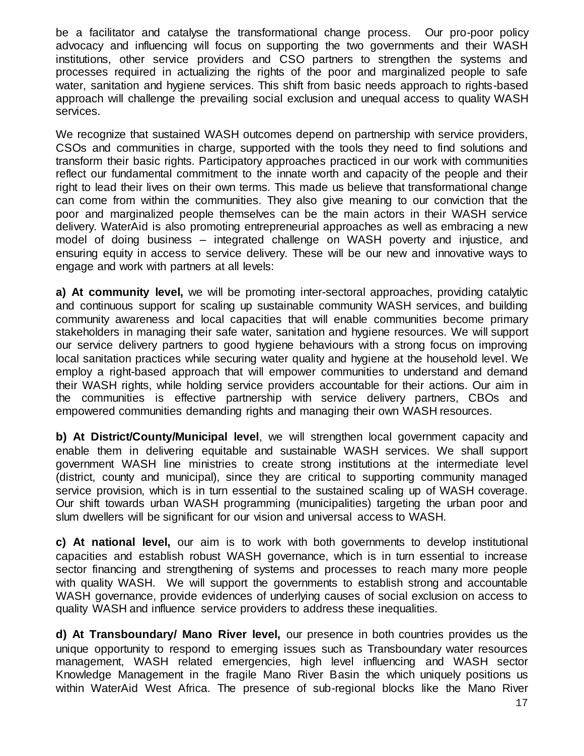be a facilitator and catalyse the transformational change process. Our pro-poor policy advocacy and influencing will focus on supporting the two governments and their WASH institutions, other service providers and CSO partners to strengthen the systems and processes required in actualizing the rights of the poor and marginalized people to safe water, sanitation and hygiene services. This shift from basic needs approach to rights-based approach will challenge the prevailing social exclusion and unequal access to quality WASH services.

We recognize that sustained WASH outcomes depend on partnership with service providers, CSOs and communities in charge, supported with the tools they need to find solutions and transform their basic rights. Participatory approaches practiced in our work with communities reflect our fundamental commitment to the innate worth and capacity of the people and their right to lead their lives on their own terms. This made us believe that transformational change can come from within the communities. They also give meaning to our conviction that the poor and marginalized people themselves can be the main actors in their WASH service delivery. WaterAid is also promoting entrepreneurial approaches as well as embracing a new model of doing business – integrated challenge on WASH poverty and injustice, and ensuring equity in access to service delivery. These will be our new and innovative ways to engage and work with partners at all levels:

**a) At community level,** we will be promoting inter-sectoral approaches, providing catalytic and continuous support for scaling up sustainable community WASH services, and building community awareness and local capacities that will enable communities become primary stakeholders in managing their safe water, sanitation and hygiene resources. We will support our service delivery partners to good hygiene behaviours with a strong focus on improving local sanitation practices while securing water quality and hygiene at the household level. We employ a right-based approach that will empower communities to understand and demand their WASH rights, while holding service providers accountable for their actions. Our aim in the communities is effective partnership with service delivery partners, CBOs and empowered communities demanding rights and managing their own WASH resources.

**b) At District/County/Municipal level**, we will strengthen local government capacity and enable them in delivering equitable and sustainable WASH services. We shall support government WASH line ministries to create strong institutions at the intermediate level (district, county and municipal), since they are critical to supporting community managed service provision, which is in turn essential to the sustained scaling up of WASH coverage. Our shift towards urban WASH programming (municipalities) targeting the urban poor and slum dwellers will be significant for our vision and universal access to WASH.

**c) At national level,** our aim is to work with both governments to develop institutional capacities and establish robust WASH governance, which is in turn essential to increase sector financing and strengthening of systems and processes to reach many more people with quality WASH. We will support the governments to establish strong and accountable WASH governance, provide evidences of underlying causes of social exclusion on access to quality WASH and influence service providers to address these inequalities.

**d) At Transboundary/ Mano River level,** our presence in both countries provides us the unique opportunity to respond to emerging issues such as Transboundary water resources management, WASH related emergencies, high level influencing and WASH sector Knowledge Management in the fragile Mano River Basin the which uniquely positions us within WaterAid West Africa. The presence of sub-regional blocks like the Mano River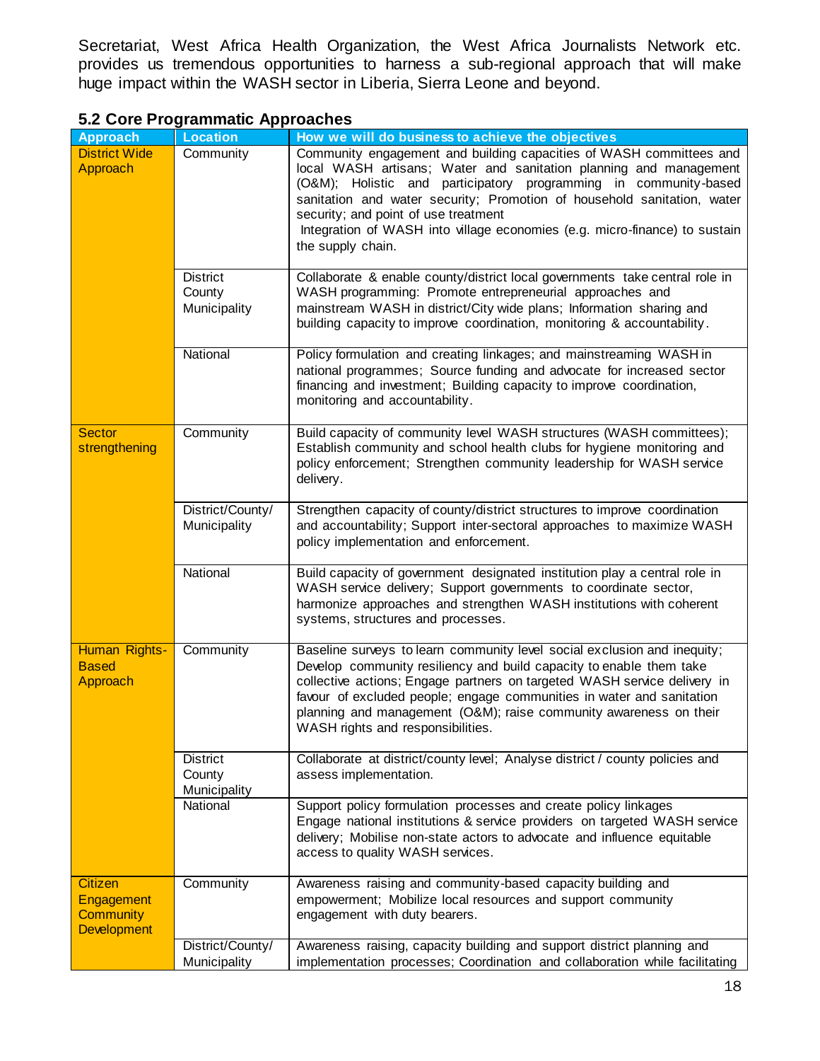Secretariat, West Africa Health Organization, the West Africa Journalists Network etc. provides us tremendous opportunities to harness a sub-regional approach that will make huge impact within the WASH sector in Liberia, Sierra Leone and beyond.

### 5.2 Core Programmatic Approaches

| Approach | Location | How we will do business to achieve the objectives |
|---|---|---|
| District Wide Approach | Community | Community engagement and building capacities of WASH committees and local WASH artisans; Water and sanitation planning and management (O&M); Holistic and participatory programming in community-based sanitation and water security; Promotion of household sanitation, water security; and point of use treatment<br>Integration of WASH into village economies (e.g. micro-finance) to sustain the supply chain. |
| | District County Municipality | Collaborate & enable county/district local governments take central role in WASH programming: Promote entrepreneurial approaches and mainstream WASH in district/City wide plans; Information sharing and building capacity to improve coordination, monitoring & accountability. |
| | National | Policy formulation and creating linkages; and mainstreaming WASH in national programmes; Source funding and advocate for increased sector financing and investment; Building capacity to improve coordination, monitoring and accountability. |
| Sector strengthening | Community | Build capacity of community level WASH structures (WASH committees); Establish community and school health clubs for hygiene monitoring and policy enforcement; Strengthen community leadership for WASH service delivery. |
| | District/County/ Municipality | Strengthen capacity of county/district structures to improve coordination and accountability; Support inter-sectoral approaches to maximize WASH policy implementation and enforcement. |
| | National | Build capacity of government designated institution play a central role in WASH service delivery; Support governments to coordinate sector, harmonize approaches and strengthen WASH institutions with coherent systems, structures and processes. |
| Human Rights-Based Approach | Community | Baseline surveys to learn community level social exclusion and inequity; Develop community resiliency and build capacity to enable them take collective actions; Engage partners on targeted WASH service delivery in favour of excluded people; engage communities in water and sanitation planning and management (O&M); raise community awareness on their WASH rights and responsibilities. |
| | District County Municipality | Collaborate at district/county level; Analyse district / county policies and assess implementation. |
| | National | Support policy formulation processes and create policy linkages<br>Engage national institutions & service providers on targeted WASH service delivery; Mobilise non-state actors to advocate and influence equitable access to quality WASH services. |
| Citizen Engagement Community Development | Community | Awareness raising and community-based capacity building and empowerment; Mobilize local resources and support community engagement with duty bearers. |
| | District/County/ Municipality | Awareness raising, capacity building and support district planning and implementation processes; Coordination and collaboration while facilitating |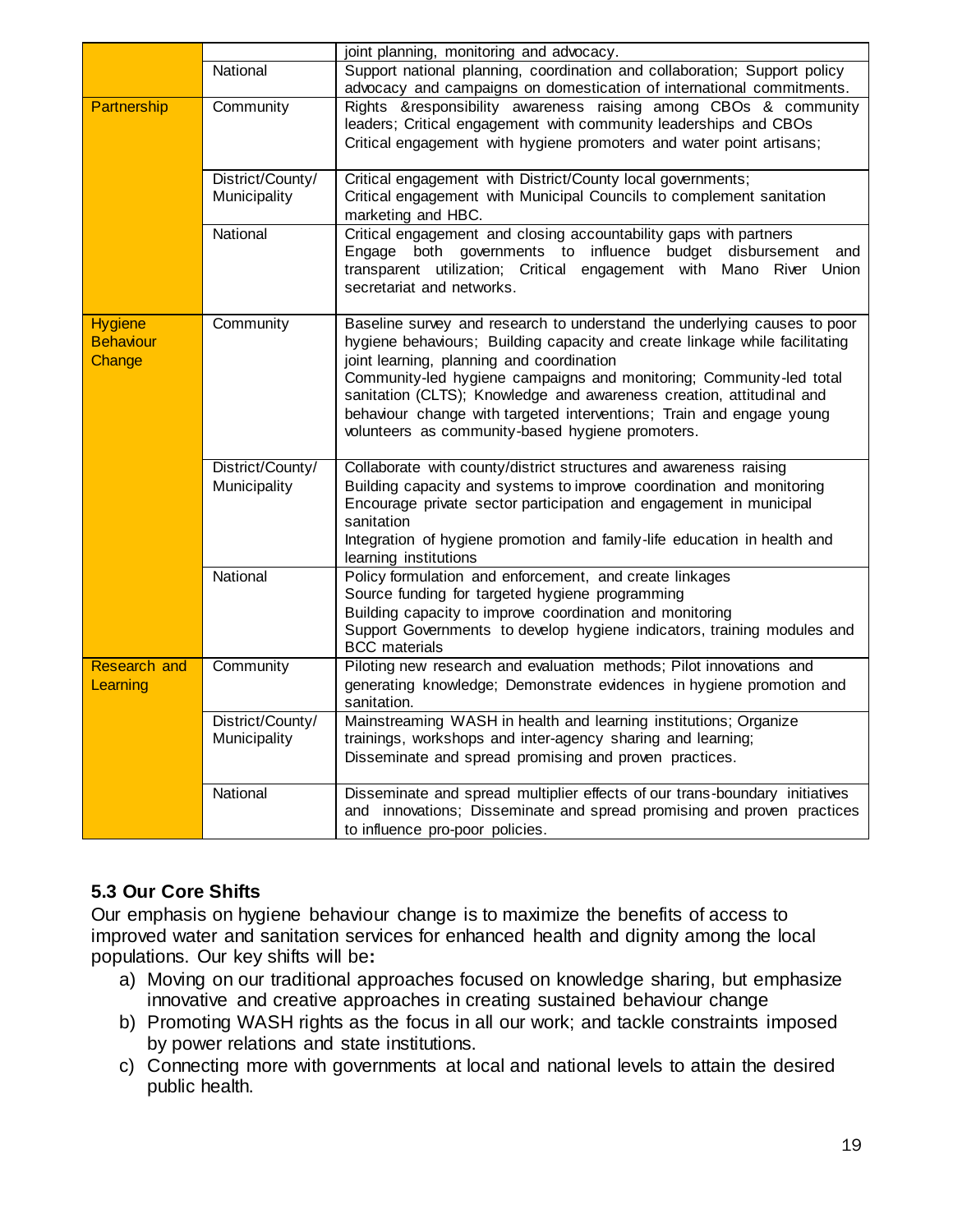| | | |
|---|---|---|
| | | joint planning, monitoring and advocacy. |
| | National | Support national planning, coordination and collaboration; Support policy advocacy and campaigns on domestication of international commitments. |
| Partnership | Community | Rights &responsibility awareness raising among CBOs & community leaders; Critical engagement with community leaderships and CBOs Critical engagement with hygiene promoters and water point artisans; |
| | District/County/ Municipality | Critical engagement with District/County local governments; Critical engagement with Municipal Councils to complement sanitation marketing and HBC. |
| | National | Critical engagement and closing accountability gaps with partners Engage both governments to influence budget disbursement and transparent utilization; Critical engagement with Mano River Union secretariat and networks. |
| Hygiene Behaviour Change | Community | Baseline survey and research to understand the underlying causes to poor hygiene behaviours; Building capacity and create linkage while facilitating joint learning, planning and coordination Community-led hygiene campaigns and monitoring; Community-led total sanitation (CLTS); Knowledge and awareness creation, attitudinal and behaviour change with targeted interventions; Train and engage young volunteers as community-based hygiene promoters. |
| | District/County/ Municipality | Collaborate with county/district structures and awareness raising Building capacity and systems to improve coordination and monitoring Encourage private sector participation and engagement in municipal sanitation Integration of hygiene promotion and family-life education in health and learning institutions |
| | National | Policy formulation and enforcement, and create linkages Source funding for targeted hygiene programming Building capacity to improve coordination and monitoring Support Governments to develop hygiene indicators, training modules and BCC materials |
| Research and Learning | Community | Piloting new research and evaluation methods; Pilot innovations and generating knowledge; Demonstrate evidences in hygiene promotion and sanitation. |
| | District/County/ Municipality | Mainstreaming WASH in health and learning institutions; Organize trainings, workshops and inter-agency sharing and learning; Disseminate and spread promising and proven practices. |
| | National | Disseminate and spread multiplier effects of our trans-boundary initiatives and innovations; Disseminate and spread promising and proven practices to influence pro-poor policies. |

### 5.3 Our Core Shifts

Our emphasis on hygiene behaviour change is to maximize the benefits of access to improved water and sanitation services for enhanced health and dignity among the local populations. Our key shifts will be**:**

a) Moving on our traditional approaches focused on knowledge sharing, but emphasize innovative and creative approaches in creating sustained behaviour change
b) Promoting WASH rights as the focus in all our work; and tackle constraints imposed by power relations and state institutions.
c) Connecting more with governments at local and national levels to attain the desired public health.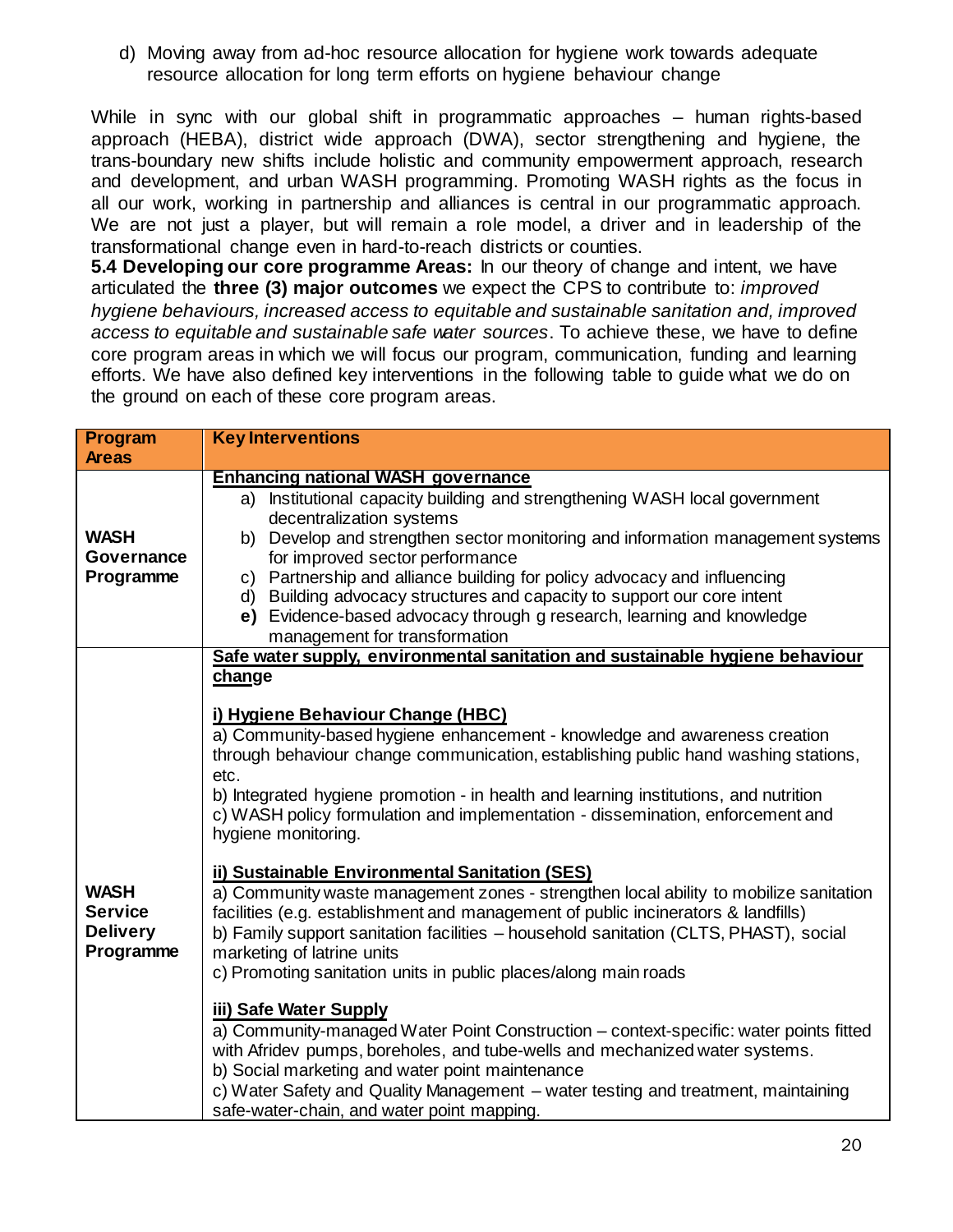d) Moving away from ad-hoc resource allocation for hygiene work towards adequate resource allocation for long term efforts on hygiene behaviour change

While in sync with our global shift in programmatic approaches – human rights-based approach (HEBA), district wide approach (DWA), sector strengthening and hygiene, the trans-boundary new shifts include holistic and community empowerment approach, research and development, and urban WASH programming. Promoting WASH rights as the focus in all our work, working in partnership and alliances is central in our programmatic approach. We are not just a player, but will remain a role model, a driver and in leadership of the transformational change even in hard-to-reach districts or counties.

**5.4 Developing our core programme Areas:** In our theory of change and intent, we have articulated the **three (3) major outcomes** we expect the CPS to contribute to: *improved hygiene behaviours, increased access to equitable and sustainable sanitation and, improved access to equitable and sustainable safe water sources*. To achieve these, we have to define core program areas in which we will focus our program, communication, funding and learning efforts. We have also defined key interventions in the following table to guide what we do on the ground on each of these core program areas.

| Program Areas | Key Interventions |
|---|---|
| **WASH Governance Programme** | **Enhancing national WASH governance**<br>a) Institutional capacity building and strengthening WASH local government decentralization systems<br>b) Develop and strengthen sector monitoring and information management systems for improved sector performance<br>c) Partnership and alliance building for policy advocacy and influencing<br>d) Building advocacy structures and capacity to support our core intent<br>**e)** Evidence-based advocacy through g research, learning and knowledge management for transformation |
| **WASH Service Delivery Programme** | **Safe water supply, environmental sanitation and sustainable hygiene behaviour change**<br><br>**i) Hygiene Behaviour Change (HBC)**<br>a) Community-based hygiene enhancement - knowledge and awareness creation through behaviour change communication, establishing public hand washing stations, etc.<br>b) Integrated hygiene promotion - in health and learning institutions, and nutrition<br>c) WASH policy formulation and implementation - dissemination, enforcement and hygiene monitoring.<br><br>**ii) Sustainable Environmental Sanitation (SES)**<br>a) Community waste management zones - strengthen local ability to mobilize sanitation facilities (e.g. establishment and management of public incinerators & landfills)<br>b) Family support sanitation facilities – household sanitation (CLTS, PHAST), social marketing of latrine units<br>c) Promoting sanitation units in public places/along main roads<br><br>**iii) Safe Water Supply**<br>a) Community-managed Water Point Construction – context-specific: water points fitted with Afridev pumps, boreholes, and tube-wells and mechanized water systems.<br>b) Social marketing and water point maintenance<br>c) Water Safety and Quality Management – water testing and treatment, maintaining safe-water-chain, and water point mapping. |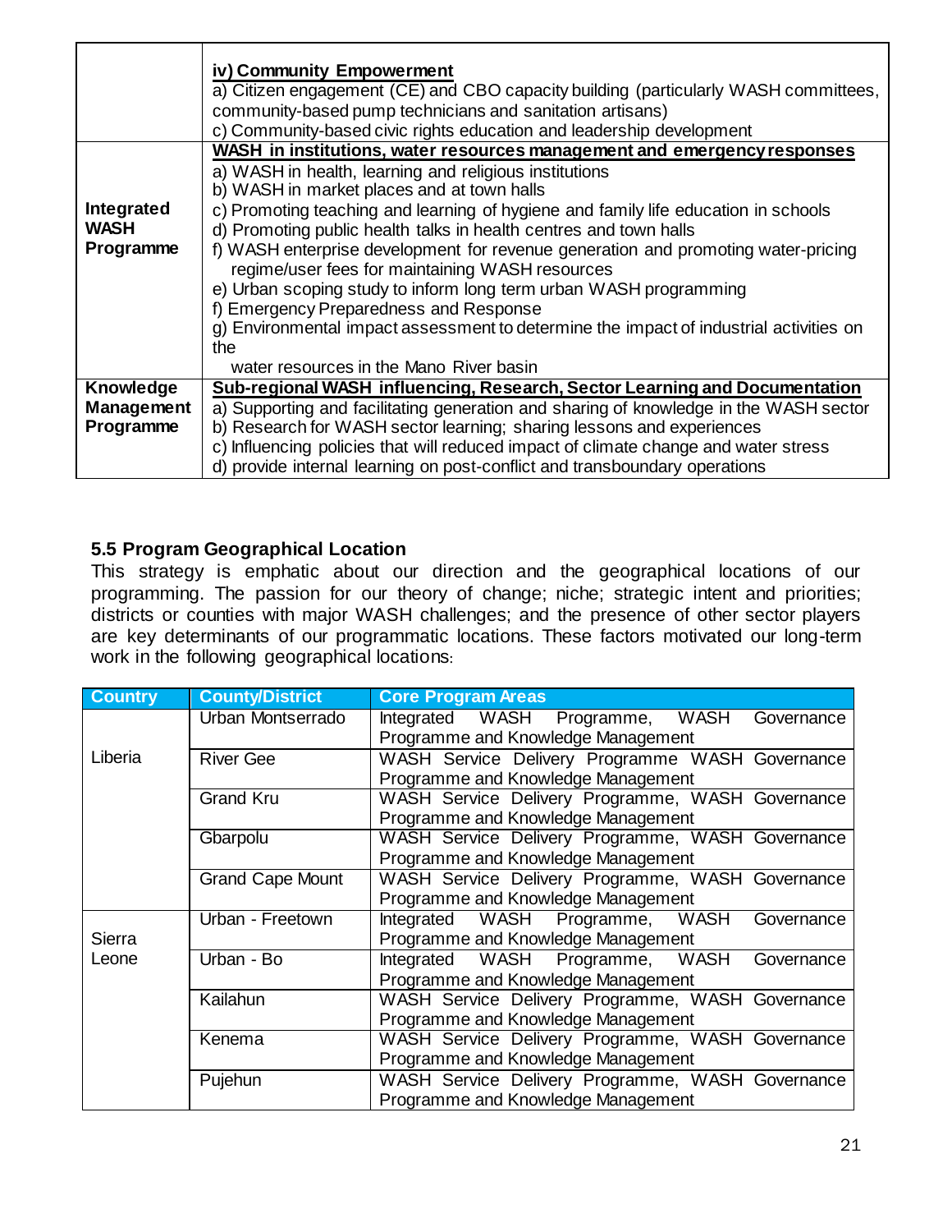| | |
|---|---|
| | **iv) Community Empowerment**<br>a) Citizen engagement (CE) and CBO capacity building (particularly WASH committees, community-based pump technicians and sanitation artisans)<br>c) Community-based civic rights education and leadership development |
| **Integrated WASH Programme** | **WASH in institutions, water resources management and emergency responses**<br>a) WASH in health, learning and religious institutions<br>b) WASH in market places and at town halls<br>c) Promoting teaching and learning of hygiene and family life education in schools<br>d) Promoting public health talks in health centres and town halls<br>f) WASH enterprise development for revenue generation and promoting water-pricing regime/user fees for maintaining WASH resources<br>e) Urban scoping study to inform long term urban WASH programming<br>f) Emergency Preparedness and Response<br>g) Environmental impact assessment to determine the impact of industrial activities on the water resources in the Mano River basin |
| **Knowledge Management Programme** | **Sub-regional WASH influencing, Research, Sector Learning and Documentation**<br>a) Supporting and facilitating generation and sharing of knowledge in the WASH sector<br>b) Research for WASH sector learning; sharing lessons and experiences<br>c) Influencing policies that will reduced impact of climate change and water stress<br>d) provide internal learning on post-conflict and transboundary operations |

### 5.5 Program Geographical Location

This strategy is emphatic about our direction and the geographical locations of our programming. The passion for our theory of change; niche; strategic intent and priorities; districts or counties with major WASH challenges; and the presence of other sector players are key determinants of our programmatic locations. These factors motivated our long-term work in the following geographical locations:

| Country | County/District | Core Program Areas |
|---|---|---|
| Liberia | Urban Montserrado | Integrated WASH Programme, WASH Governance Programme and Knowledge Management |
| | River Gee | WASH Service Delivery Programme WASH Governance Programme and Knowledge Management |
| | Grand Kru | WASH Service Delivery Programme, WASH Governance Programme and Knowledge Management |
| | Gbarpolu | WASH Service Delivery Programme, WASH Governance Programme and Knowledge Management |
| | Grand Cape Mount | WASH Service Delivery Programme, WASH Governance Programme and Knowledge Management |
| Sierra Leone | Urban - Freetown | Integrated WASH Programme, WASH Governance Programme and Knowledge Management |
| | Urban - Bo | Integrated WASH Programme, WASH Governance Programme and Knowledge Management |
| | Kailahun | WASH Service Delivery Programme, WASH Governance Programme and Knowledge Management |
| | Kenema | WASH Service Delivery Programme, WASH Governance Programme and Knowledge Management |
| | Pujehun | WASH Service Delivery Programme, WASH Governance Programme and Knowledge Management |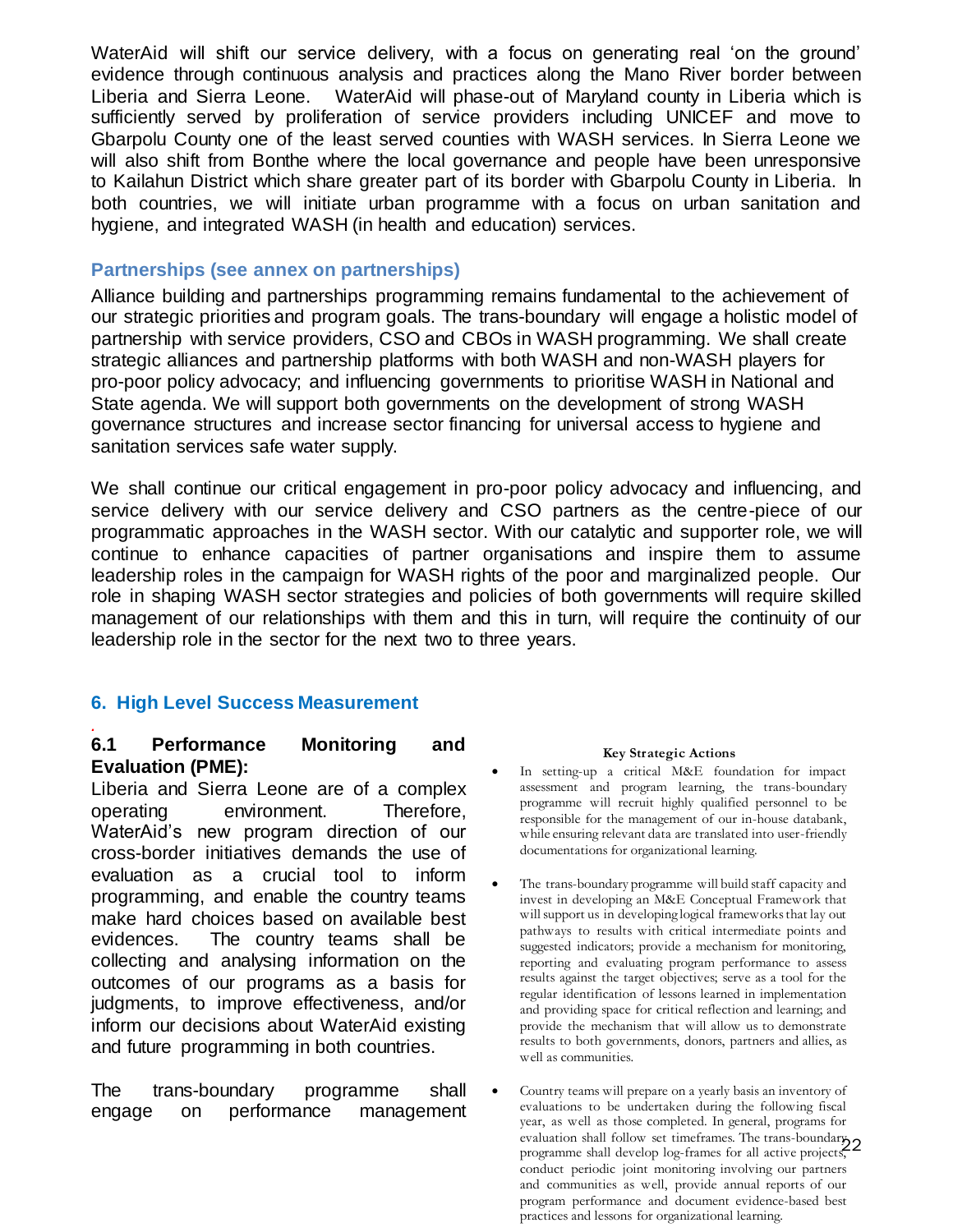WaterAid will shift our service delivery, with a focus on generating real 'on the ground' evidence through continuous analysis and practices along the Mano River border between Liberia and Sierra Leone. WaterAid will phase-out of Maryland county in Liberia which is sufficiently served by proliferation of service providers including UNICEF and move to Gbarpolu County one of the least served counties with WASH services. In Sierra Leone we will also shift from Bonthe where the local governance and people have been unresponsive to Kailahun District which share greater part of its border with Gbarpolu County in Liberia. In both countries, we will initiate urban programme with a focus on urban sanitation and hygiene, and integrated WASH (in health and education) services.

### Partnerships (see annex on partnerships)

Alliance building and partnerships programming remains fundamental to the achievement of our strategic priorities and program goals. The trans-boundary will engage a holistic model of partnership with service providers, CSO and CBOs in WASH programming. We shall create strategic alliances and partnership platforms with both WASH and non-WASH players for pro-poor policy advocacy; and influencing governments to prioritise WASH in National and State agenda. We will support both governments on the development of strong WASH governance structures and increase sector financing for universal access to hygiene and sanitation services safe water supply.

We shall continue our critical engagement in pro-poor policy advocacy and influencing, and service delivery with our service delivery and CSO partners as the centre-piece of our programmatic approaches in the WASH sector. With our catalytic and supporter role, we will continue to enhance capacities of partner organisations and inspire them to assume leadership roles in the campaign for WASH rights of the poor and marginalized people. Our role in shaping WASH sector strategies and policies of both governments will require skilled management of our relationships with them and this in turn, will require the continuity of our leadership role in the sector for the next two to three years.

## 6. High Level Success Measurement

### 6.1 Performance Monitoring and Evaluation (PME):

Liberia and Sierra Leone are of a complex operating environment. Therefore, WaterAid's new program direction of our cross-border initiatives demands the use of evaluation as a crucial tool to inform programming, and enable the country teams make hard choices based on available best evidences. The country teams shall be collecting and analysing information on the outcomes of our programs as a basis for judgments, to improve effectiveness, and/or inform our decisions about WaterAid existing and future programming in both countries.

The trans-boundary programme shall engage on performance management

**Key Strategic Actions**

- In setting-up a critical M&E foundation for impact assessment and program learning, the trans-boundary programme will recruit highly qualified personnel to be responsible for the management of our in-house databank, while ensuring relevant data are translated into user-friendly documentations for organizational learning.
- The trans-boundary programme will build staff capacity and invest in developing an M&E Conceptual Framework that will support us in developing logical frameworks that lay out pathways to results with critical intermediate points and suggested indicators; provide a mechanism for monitoring, reporting and evaluating program performance to assess results against the target objectives; serve as a tool for the regular identification of lessons learned in implementation and providing space for critical reflection and learning; and provide the mechanism that will allow us to demonstrate results to both governments, donors, partners and allies, as well as communities.
- Country teams will prepare on a yearly basis an inventory of evaluations to be undertaken during the following fiscal year, as well as those completed. In general, programs for evaluation shall follow set timeframes. The trans-boundary programme shall develop log-frames for all active projects, conduct periodic joint monitoring involving our partners and communities as well, provide annual reports of our program performance and document evidence-based best practices and lessons for organizational learning.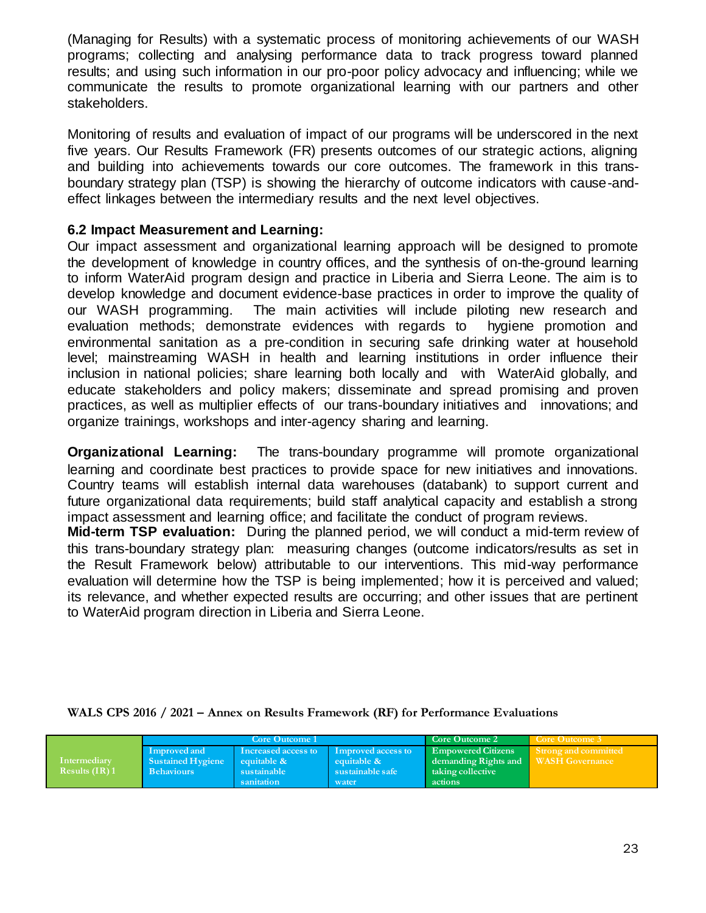(Managing for Results) with a systematic process of monitoring achievements of our WASH programs; collecting and analysing performance data to track progress toward planned results; and using such information in our pro-poor policy advocacy and influencing; while we communicate the results to promote organizational learning with our partners and other stakeholders.

Monitoring of results and evaluation of impact of our programs will be underscored in the next five years. Our Results Framework (FR) presents outcomes of our strategic actions, aligning and building into achievements towards our core outcomes. The framework in this trans-boundary strategy plan (TSP) is showing the hierarchy of outcome indicators with cause-and-effect linkages between the intermediary results and the next level objectives.

### 6.2 Impact Measurement and Learning:

Our impact assessment and organizational learning approach will be designed to promote the development of knowledge in country offices, and the synthesis of on-the-ground learning to inform WaterAid program design and practice in Liberia and Sierra Leone. The aim is to develop knowledge and document evidence-base practices in order to improve the quality of our WASH programming. The main activities will include piloting new research and evaluation methods; demonstrate evidences with regards to hygiene promotion and environmental sanitation as a pre-condition in securing safe drinking water at household level; mainstreaming WASH in health and learning institutions in order influence their inclusion in national policies; share learning both locally and with WaterAid globally, and educate stakeholders and policy makers; disseminate and spread promising and proven practices, as well as multiplier effects of our trans-boundary initiatives and innovations; and organize trainings, workshops and inter-agency sharing and learning.

**Organizational Learning:** The trans-boundary programme will promote organizational learning and coordinate best practices to provide space for new initiatives and innovations. Country teams will establish internal data warehouses (databank) to support current and future organizational data requirements; build staff analytical capacity and establish a strong impact assessment and learning office; and facilitate the conduct of program reviews.

**Mid-term TSP evaluation:** During the planned period, we will conduct a mid-term review of this trans-boundary strategy plan: measuring changes (outcome indicators/results as set in the Result Framework below) attributable to our interventions. This mid-way performance evaluation will determine how the TSP is being implemented; how it is perceived and valued; its relevance, and whether expected results are occurring; and other issues that are pertinent to WaterAid program direction in Liberia and Sierra Leone.

**WALS CPS 2016 / 2021 – Annex on Results Framework (RF) for Performance Evaluations**

| | Core Outcome 1 | | | Core Outcome 2 | Core Outcome 3 |
|---|---|---|---|---|---|
| Intermediary Results (IR) 1 | Improved and Sustained Hygiene Behaviours | Increased access to equitable & sustainable sanitation | Improved access to equitable & sustainable safe water | Empowered Citizens demanding Rights and taking collective actions | Strong and committed WASH Governance |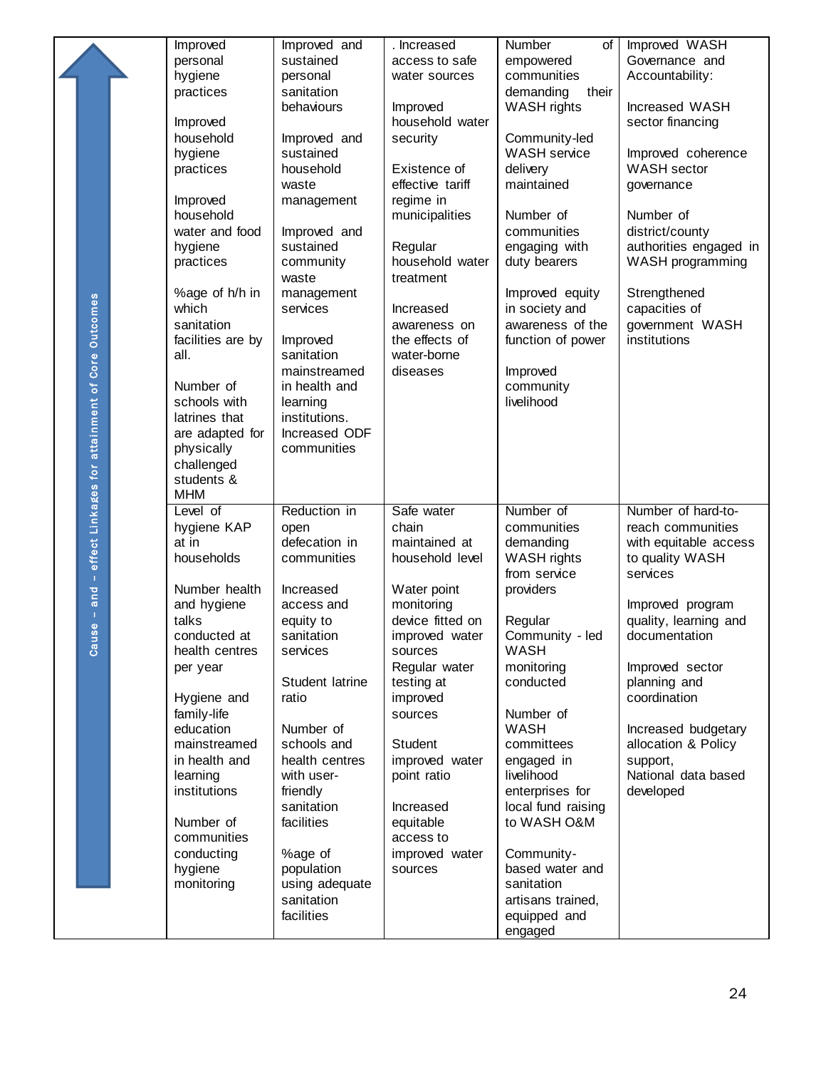| Cause – and – effect Linkages for attainment of Core Outcomes | | | | | |
|---|---|---|---|---|---|
| | Improved personal hygiene practices<br><br>Improved household hygiene practices<br><br>Improved household water and food hygiene practices<br><br>%age of h/h in which sanitation facilities are by all.<br><br>Number of schools with latrines that are adapted for physically challenged students & MHM | Improved and sustained personal sanitation behaviours<br><br>Improved and sustained household waste management<br><br>Improved and sustained community waste management services<br><br>Improved sanitation mainstreamed in health and learning institutions.<br>Increased ODF communities | . Increased access to safe water sources<br><br>Improved household water security<br><br>Existence of effective tariff regime in municipalities<br><br>Regular household water treatment<br><br>Increased awareness on the effects of water-borne diseases | Number of empowered communities demanding their WASH rights<br><br>Community-led WASH service delivery maintained<br><br>Number of communities engaging with duty bearers<br><br>Improved equity in society and awareness of the function of power<br><br>Improved community livelihood | Improved WASH Governance and Accountability:<br><br>Increased WASH sector financing<br><br>Improved coherence WASH sector governance<br><br>Number of district/county authorities engaged in WASH programming<br><br>Strengthened capacities of government WASH institutions |
| | Level of hygiene KAP at in households<br><br>Number health and hygiene talks conducted at health centres per year<br><br>Hygiene and family-life education mainstreamed in health and learning institutions<br><br>Number of communities conducting hygiene monitoring | Reduction in open defecation in communities<br><br>Increased access and equity to sanitation services<br><br>Student latrine ratio<br><br>Number of schools and health centres with user-friendly sanitation facilities<br><br>%age of population using adequate sanitation facilities | Safe water chain maintained at household level<br><br>Water point monitoring device fitted on improved water sources<br>Regular water testing at improved sources<br><br>Student improved water point ratio<br><br>Increased equitable access to improved water sources | Number of communities demanding WASH rights from service providers<br><br>Regular Community - led WASH monitoring conducted<br><br>Number of WASH committees engaged in livelihood enterprises for local fund raising to WASH O&M<br><br>Community-based water and sanitation artisans trained, equipped and engaged | Number of hard-to-reach communities with equitable access to quality WASH services<br><br>Improved program quality, learning and documentation<br><br>Improved sector planning and coordination<br><br>Increased budgetary allocation & Policy support,<br>National data based developed |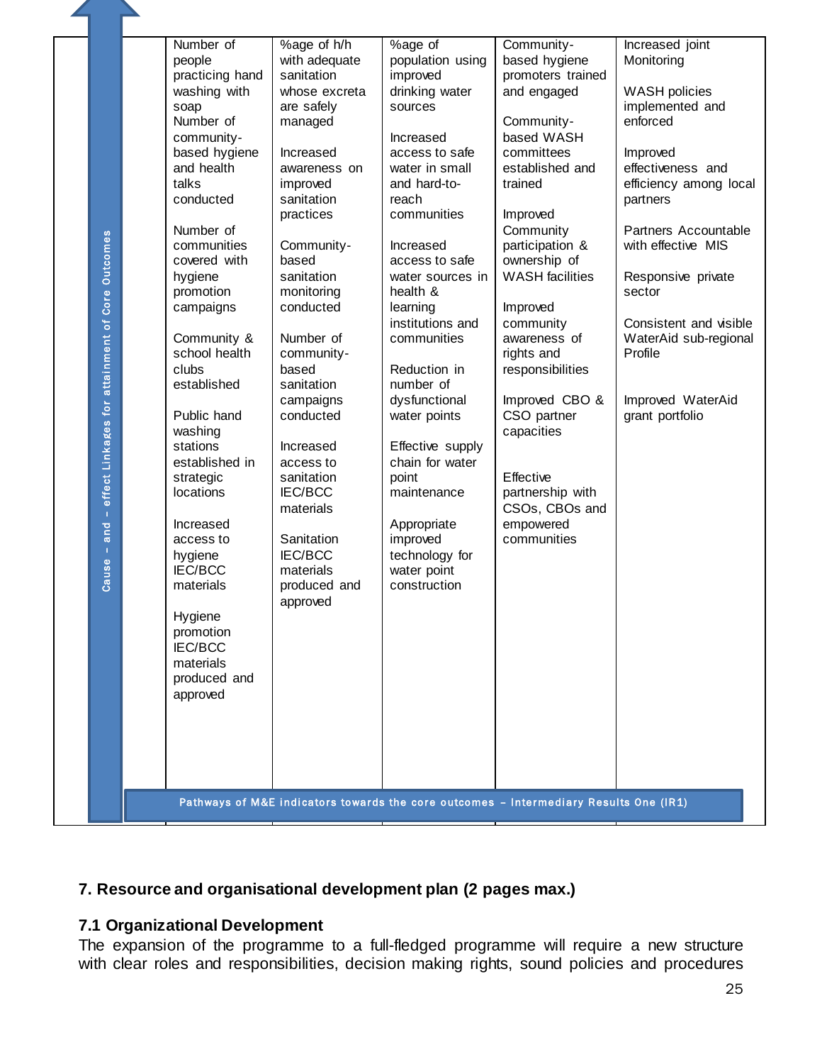| | | | | | |
|---|---|---|---|---|---|
| Cause – and – effect Linkages for attainment of Core Outcomes | Number of people practicing hand washing with soap<br>Number of community-based hygiene and health talks conducted<br><br>Number of communities covered with hygiene promotion campaigns<br><br>Community & school health clubs established<br><br>Public hand washing stations established in strategic locations<br><br>Increased access to hygiene IEC/BCC materials<br><br>Hygiene promotion IEC/BCC materials produced and approved | %age of h/h with adequate sanitation whose excreta are safely managed<br><br>Increased awareness on improved sanitation practices<br><br>Community-based sanitation monitoring conducted<br><br>Number of community-based sanitation campaigns conducted<br><br>Increased access to sanitation IEC/BCC materials<br><br>Sanitation IEC/BCC materials produced and approved | %age of population using improved drinking water sources<br><br>Increased access to safe water in small and hard-to-reach communities<br><br>Increased access to safe water sources in health & learning institutions and communities<br><br>Reduction in number of dysfunctional water points<br><br>Effective supply chain for water point maintenance<br><br>Appropriate improved technology for water point construction | Community-based hygiene promoters trained and engaged<br><br>Community-based WASH committees established and trained<br><br>Improved Community participation & ownership of WASH facilities<br><br>Improved community awareness of rights and responsibilities<br><br>Improved CBO & CSO partner capacities<br><br>Effective partnership with CSOs, CBOs and empowered communities | Increased joint Monitoring<br><br>WASH policies implemented and enforced<br><br>Improved effectiveness and efficiency among local partners<br><br>Partners Accountable with effective MIS<br><br>Responsive private sector<br><br>Consistent and visible WaterAid sub-regional Profile<br><br>Improved WaterAid grant portfolio |
| | Pathways of M&E indicators towards the core outcomes – Intermediary Results One (IR1) | | | | |

## 7. Resource and organisational development plan (2 pages max.)

### 7.1 Organizational Development

The expansion of the programme to a full-fledged programme will require a new structure with clear roles and responsibilities, decision making rights, sound policies and procedures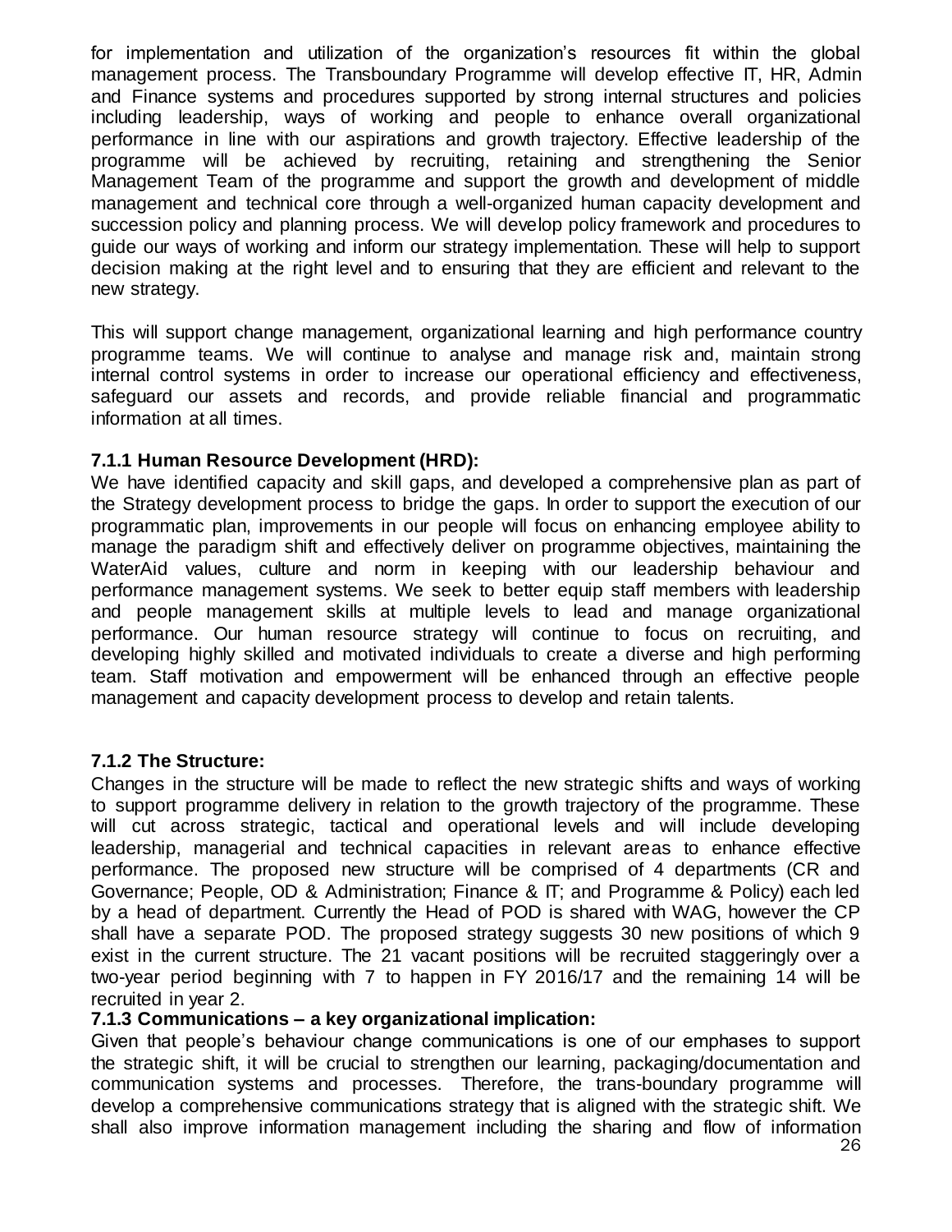for implementation and utilization of the organization's resources fit within the global management process. The Transboundary Programme will develop effective IT, HR, Admin and Finance systems and procedures supported by strong internal structures and policies including leadership, ways of working and people to enhance overall organizational performance in line with our aspirations and growth trajectory. Effective leadership of the programme will be achieved by recruiting, retaining and strengthening the Senior Management Team of the programme and support the growth and development of middle management and technical core through a well-organized human capacity development and succession policy and planning process. We will develop policy framework and procedures to guide our ways of working and inform our strategy implementation. These will help to support decision making at the right level and to ensuring that they are efficient and relevant to the new strategy.

This will support change management, organizational learning and high performance country programme teams. We will continue to analyse and manage risk and, maintain strong internal control systems in order to increase our operational efficiency and effectiveness, safeguard our assets and records, and provide reliable financial and programmatic information at all times.

### 7.1.1 Human Resource Development (HRD):

We have identified capacity and skill gaps, and developed a comprehensive plan as part of the Strategy development process to bridge the gaps. In order to support the execution of our programmatic plan, improvements in our people will focus on enhancing employee ability to manage the paradigm shift and effectively deliver on programme objectives, maintaining the WaterAid values, culture and norm in keeping with our leadership behaviour and performance management systems. We seek to better equip staff members with leadership and people management skills at multiple levels to lead and manage organizational performance. Our human resource strategy will continue to focus on recruiting, and developing highly skilled and motivated individuals to create a diverse and high performing team. Staff motivation and empowerment will be enhanced through an effective people management and capacity development process to develop and retain talents.

### 7.1.2 The Structure:

Changes in the structure will be made to reflect the new strategic shifts and ways of working to support programme delivery in relation to the growth trajectory of the programme. These will cut across strategic, tactical and operational levels and will include developing leadership, managerial and technical capacities in relevant areas to enhance effective performance. The proposed new structure will be comprised of 4 departments (CR and Governance; People, OD & Administration; Finance & IT; and Programme & Policy) each led by a head of department. Currently the Head of POD is shared with WAG, however the CP shall have a separate POD. The proposed strategy suggests 30 new positions of which 9 exist in the current structure. The 21 vacant positions will be recruited staggeringly over a two-year period beginning with 7 to happen in FY 2016/17 and the remaining 14 will be recruited in year 2.

### 7.1.3 Communications – a key organizational implication:

Given that people's behaviour change communications is one of our emphases to support the strategic shift, it will be crucial to strengthen our learning, packaging/documentation and communication systems and processes. Therefore, the trans-boundary programme will develop a comprehensive communications strategy that is aligned with the strategic shift. We shall also improve information management including the sharing and flow of information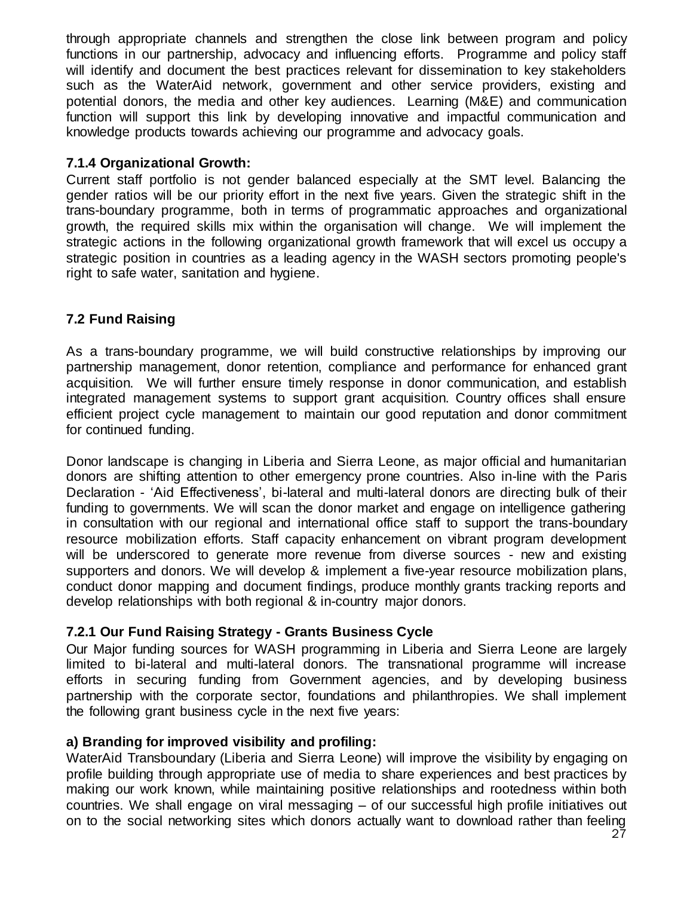through appropriate channels and strengthen the close link between program and policy functions in our partnership, advocacy and influencing efforts. Programme and policy staff will identify and document the best practices relevant for dissemination to key stakeholders such as the WaterAid network, government and other service providers, existing and potential donors, the media and other key audiences. Learning (M&E) and communication function will support this link by developing innovative and impactful communication and knowledge products towards achieving our programme and advocacy goals.

#### 7.1.4 Organizational Growth:

Current staff portfolio is not gender balanced especially at the SMT level. Balancing the gender ratios will be our priority effort in the next five years. Given the strategic shift in the trans-boundary programme, both in terms of programmatic approaches and organizational growth, the required skills mix within the organisation will change. We will implement the strategic actions in the following organizational growth framework that will excel us occupy a strategic position in countries as a leading agency in the WASH sectors promoting people's right to safe water, sanitation and hygiene.

### 7.2 Fund Raising

As a trans-boundary programme, we will build constructive relationships by improving our partnership management, donor retention, compliance and performance for enhanced grant acquisition. We will further ensure timely response in donor communication, and establish integrated management systems to support grant acquisition. Country offices shall ensure efficient project cycle management to maintain our good reputation and donor commitment for continued funding.

Donor landscape is changing in Liberia and Sierra Leone, as major official and humanitarian donors are shifting attention to other emergency prone countries. Also in-line with the Paris Declaration - 'Aid Effectiveness', bi-lateral and multi-lateral donors are directing bulk of their funding to governments. We will scan the donor market and engage on intelligence gathering in consultation with our regional and international office staff to support the trans-boundary resource mobilization efforts. Staff capacity enhancement on vibrant program development will be underscored to generate more revenue from diverse sources - new and existing supporters and donors. We will develop & implement a five-year resource mobilization plans, conduct donor mapping and document findings, produce monthly grants tracking reports and develop relationships with both regional & in-country major donors.

#### 7.2.1 Our Fund Raising Strategy - Grants Business Cycle

Our Major funding sources for WASH programming in Liberia and Sierra Leone are largely limited to bi-lateral and multi-lateral donors. The transnational programme will increase efforts in securing funding from Government agencies, and by developing business partnership with the corporate sector, foundations and philanthropies. We shall implement the following grant business cycle in the next five years:

**a) Branding for improved visibility and profiling:**

WaterAid Transboundary (Liberia and Sierra Leone) will improve the visibility by engaging on profile building through appropriate use of media to share experiences and best practices by making our work known, while maintaining positive relationships and rootedness within both countries. We shall engage on viral messaging – of our successful high profile initiatives out on to the social networking sites which donors actually want to download rather than feeling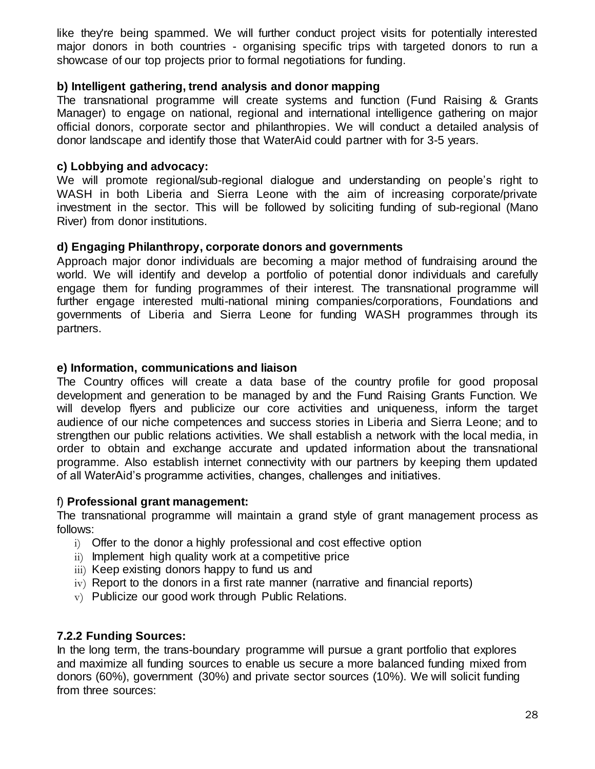like they're being spammed. We will further conduct project visits for potentially interested major donors in both countries - organising specific trips with targeted donors to run a showcase of our top projects prior to formal negotiations for funding.

**b) Intelligent gathering, trend analysis and donor mapping**

The transnational programme will create systems and function (Fund Raising & Grants Manager) to engage on national, regional and international intelligence gathering on major official donors, corporate sector and philanthropies. We will conduct a detailed analysis of donor landscape and identify those that WaterAid could partner with for 3-5 years.

**c) Lobbying and advocacy:**

We will promote regional/sub-regional dialogue and understanding on people's right to WASH in both Liberia and Sierra Leone with the aim of increasing corporate/private investment in the sector. This will be followed by soliciting funding of sub-regional (Mano River) from donor institutions.

**d) Engaging Philanthropy, corporate donors and governments**

Approach major donor individuals are becoming a major method of fundraising around the world. We will identify and develop a portfolio of potential donor individuals and carefully engage them for funding programmes of their interest. The transnational programme will further engage interested multi-national mining companies/corporations, Foundations and governments of Liberia and Sierra Leone for funding WASH programmes through its partners.

**e) Information, communications and liaison**

The Country offices will create a data base of the country profile for good proposal development and generation to be managed by and the Fund Raising Grants Function. We will develop flyers and publicize our core activities and uniqueness, inform the target audience of our niche competences and success stories in Liberia and Sierra Leone; and to strengthen our public relations activities. We shall establish a network with the local media, in order to obtain and exchange accurate and updated information about the transnational programme. Also establish internet connectivity with our partners by keeping them updated of all WaterAid's programme activities, changes, challenges and initiatives.

f) **Professional grant management:**

The transnational programme will maintain a grand style of grant management process as follows:

i) Offer to the donor a highly professional and cost effective option
ii) Implement high quality work at a competitive price
iii) Keep existing donors happy to fund us and
iv) Report to the donors in a first rate manner (narrative and financial reports)
v) Publicize our good work through Public Relations.

**7.2.2 Funding Sources:**

In the long term, the trans-boundary programme will pursue a grant portfolio that explores and maximize all funding sources to enable us secure a more balanced funding mixed from donors (60%), government (30%) and private sector sources (10%). We will solicit funding from three sources: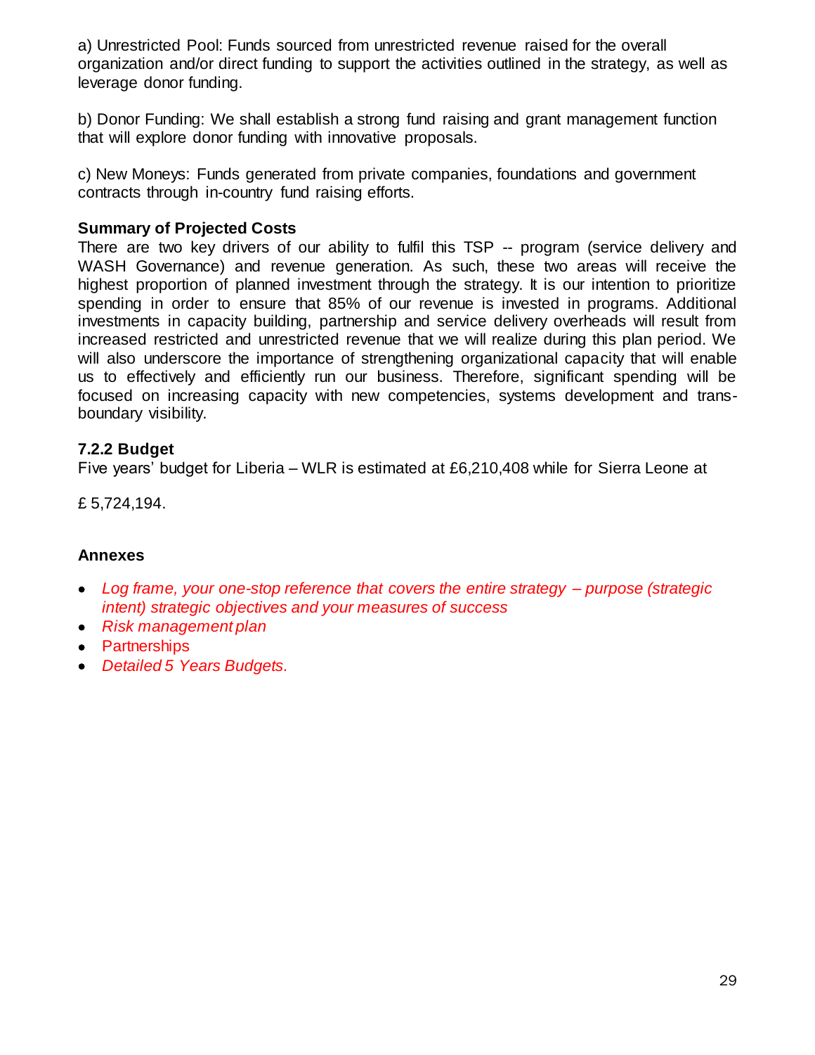a) Unrestricted Pool: Funds sourced from unrestricted revenue raised for the overall organization and/or direct funding to support the activities outlined in the strategy, as well as leverage donor funding.

b) Donor Funding: We shall establish a strong fund raising and grant management function that will explore donor funding with innovative proposals.

c) New Moneys: Funds generated from private companies, foundations and government contracts through in-country fund raising efforts.

**Summary of Projected Costs**

There are two key drivers of our ability to fulfil this TSP -- program (service delivery and WASH Governance) and revenue generation. As such, these two areas will receive the highest proportion of planned investment through the strategy. It is our intention to prioritize spending in order to ensure that 85% of our revenue is invested in programs. Additional investments in capacity building, partnership and service delivery overheads will result from increased restricted and unrestricted revenue that we will realize during this plan period. We will also underscore the importance of strengthening organizational capacity that will enable us to effectively and efficiently run our business. Therefore, significant spending will be focused on increasing capacity with new competencies, systems development and trans-boundary visibility.

### 7.2.2 Budget

Five years' budget for Liberia – WLR is estimated at £6,210,408 while for Sierra Leone at

£ 5,724,194.

### Annexes

- *Log frame, your one-stop reference that covers the entire strategy – purpose (strategic intent) strategic objectives and your measures of success*
- *Risk management plan*
- Partnerships
- *Detailed 5 Years Budgets.*